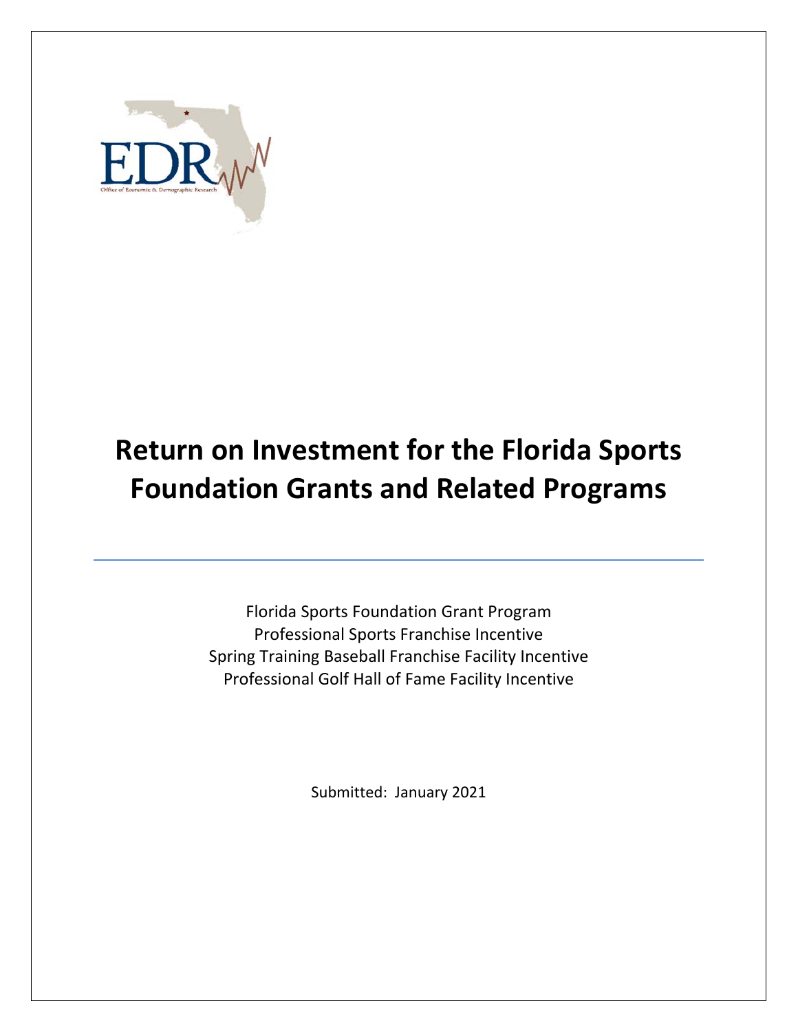# Return on Investment for the Florida Sports Foundation Grants and Related Programs

Florida Sports Foundation Grant Program
Professional Sports Franchise Incentive
Spring Training Baseball Franchise Facility Incentive
Professional Golf Hall of Fame Facility Incentive

Submitted: January 2021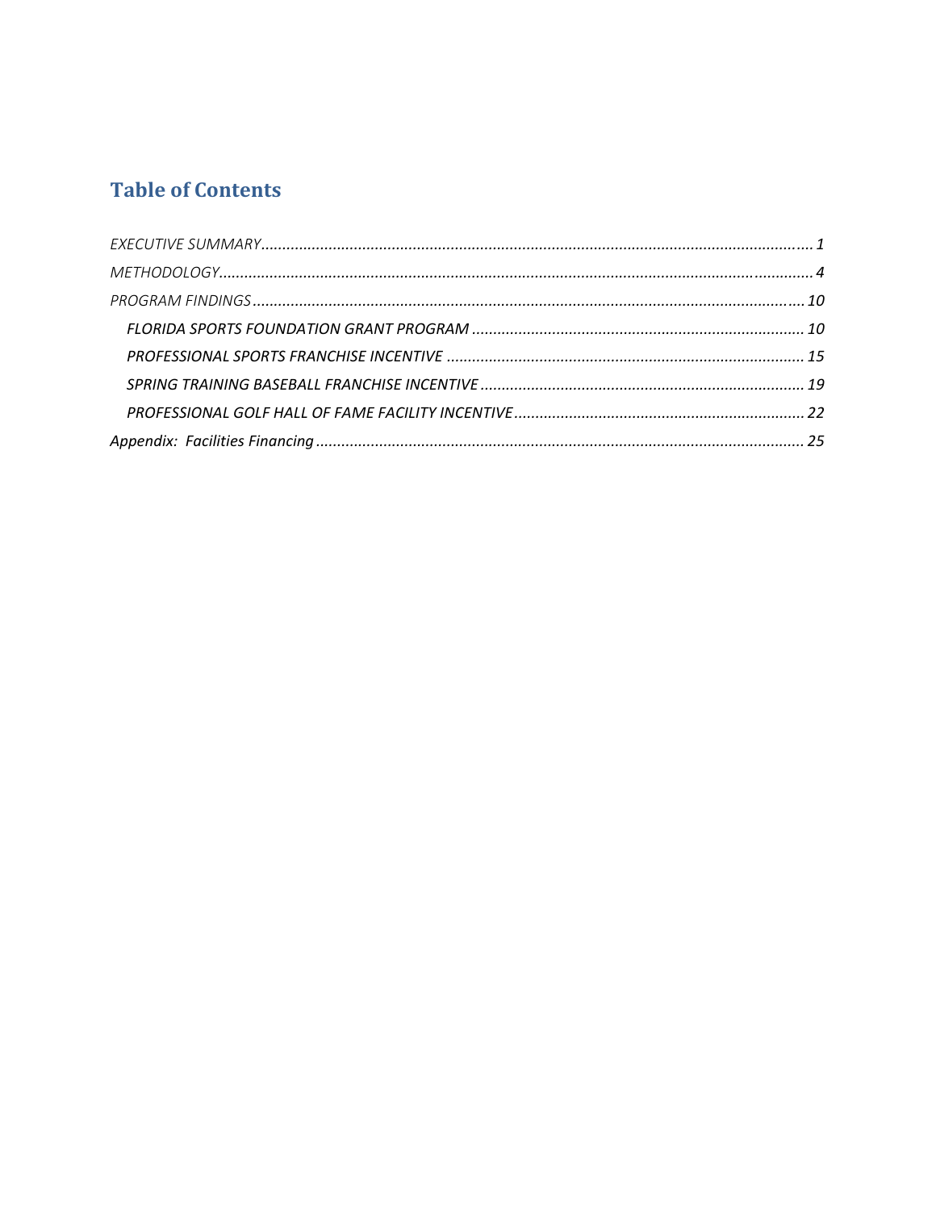## Table of Contents

*EXECUTIVE SUMMARY* .......... 1

*METHODOLOGY* .......... 4

*PROGRAM FINDINGS* .......... 10

- *FLORIDA SPORTS FOUNDATION GRANT PROGRAM* .......... 10
- *PROFESSIONAL SPORTS FRANCHISE INCENTIVE* .......... 15
- *SPRING TRAINING BASEBALL FRANCHISE INCENTIVE* .......... 19
- *PROFESSIONAL GOLF HALL OF FAME FACILITY INCENTIVE* .......... 22

*Appendix: Facilities Financing* .......... 25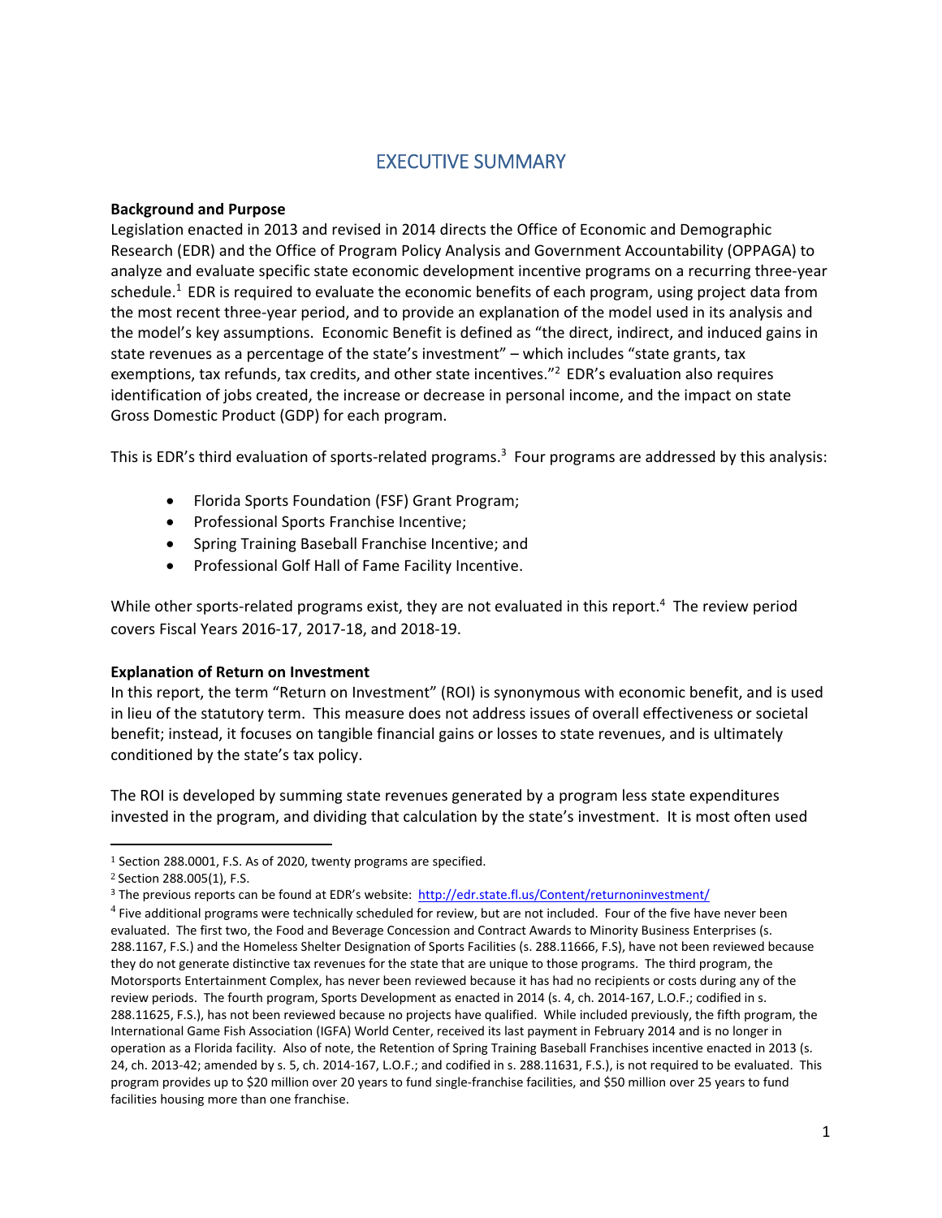# EXECUTIVE SUMMARY

**Background and Purpose**

Legislation enacted in 2013 and revised in 2014 directs the Office of Economic and Demographic Research (EDR) and the Office of Program Policy Analysis and Government Accountability (OPPAGA) to analyze and evaluate specific state economic development incentive programs on a recurring three-year schedule.[1] EDR is required to evaluate the economic benefits of each program, using project data from the most recent three-year period, and to provide an explanation of the model used in its analysis and the model's key assumptions. Economic Benefit is defined as "the direct, indirect, and induced gains in state revenues as a percentage of the state's investment" – which includes "state grants, tax exemptions, tax refunds, tax credits, and other state incentives."[2] EDR's evaluation also requires identification of jobs created, the increase or decrease in personal income, and the impact on state Gross Domestic Product (GDP) for each program.

This is EDR's third evaluation of sports-related programs.[3] Four programs are addressed by this analysis:

- Florida Sports Foundation (FSF) Grant Program;
- Professional Sports Franchise Incentive;
- Spring Training Baseball Franchise Incentive; and
- Professional Golf Hall of Fame Facility Incentive.

While other sports-related programs exist, they are not evaluated in this report.[4] The review period covers Fiscal Years 2016-17, 2017-18, and 2018-19.

**Explanation of Return on Investment**

In this report, the term "Return on Investment" (ROI) is synonymous with economic benefit, and is used in lieu of the statutory term. This measure does not address issues of overall effectiveness or societal benefit; instead, it focuses on tangible financial gains or losses to state revenues, and is ultimately conditioned by the state's tax policy.

The ROI is developed by summing state revenues generated by a program less state expenditures invested in the program, and dividing that calculation by the state's investment. It is most often used

---

[1] Section 288.0001, F.S. As of 2020, twenty programs are specified.

[2] Section 288.005(1), F.S.

[3] The previous reports can be found at EDR's website: http://edr.state.fl.us/Content/returnoninvestment/

[4] Five additional programs were technically scheduled for review, but are not included. Four of the five have never been evaluated. The first two, the Food and Beverage Concession and Contract Awards to Minority Business Enterprises (s. 288.1167, F.S.) and the Homeless Shelter Designation of Sports Facilities (s. 288.11666, F.S) have not been reviewed because they do not generate distinctive tax revenues for the state that are unique to those programs. The third program, the Motorsports Entertainment Complex, has never been reviewed because it has had no recipients or costs during any of the review periods. The fourth program, Sports Development as enacted in 2014 (s. 4, ch. 2014-167, L.O.F.; codified in s. 288.11625, F.S.), has not been reviewed because no projects have qualified. While included previously, the fifth program, the International Game Fish Association (IGFA) World Center, received its last payment in February 2014 and is no longer in operation as a Florida facility. Also of note, the Retention of Spring Training Baseball Franchises incentive enacted in 2013 (s. 24, ch. 2013-42; amended by s. 5, ch. 2014-167, L.O.F.; and codified in s. 288.11631, F.S.), is not required to be evaluated. This program provides up to $20 million over 20 years to fund single-franchise facilities, and $50 million over 25 years to fund facilities housing more than one franchise.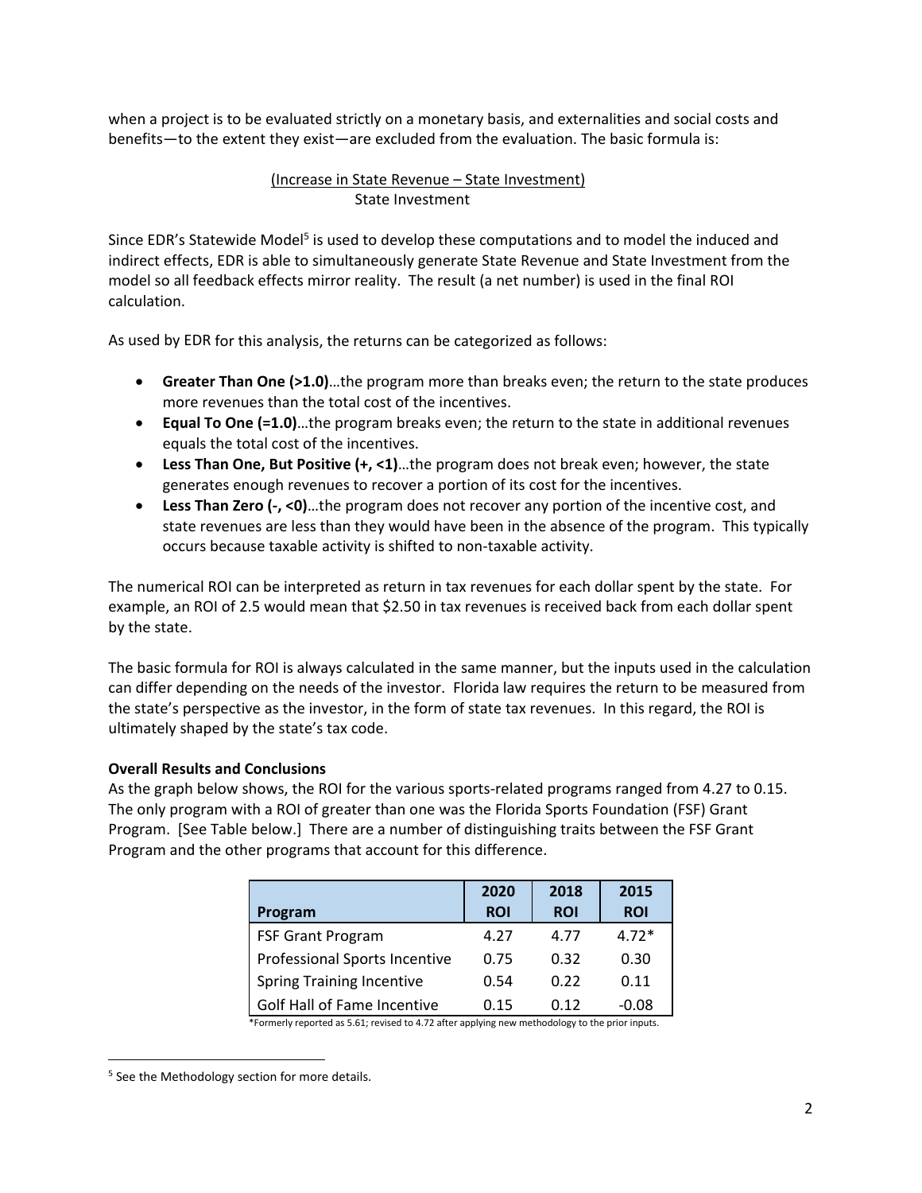when a project is to be evaluated strictly on a monetary basis, and externalities and social costs and benefits—to the extent they exist—are excluded from the evaluation. The basic formula is:

$$\frac{\text{(Increase in State Revenue – State Investment)}}{\text{State Investment}}$$

Since EDR's Statewide Model[5] is used to develop these computations and to model the induced and indirect effects, EDR is able to simultaneously generate State Revenue and State Investment from the model so all feedback effects mirror reality. The result (a net number) is used in the final ROI calculation.

As used by EDR for this analysis, the returns can be categorized as follows:

- **Greater Than One (>1.0)**…the program more than breaks even; the return to the state produces more revenues than the total cost of the incentives.
- **Equal To One (=1.0)**…the program breaks even; the return to the state in additional revenues equals the total cost of the incentives.
- **Less Than One, But Positive (+, <1)**…the program does not break even; however, the state generates enough revenues to recover a portion of its cost for the incentives.
- **Less Than Zero (-, <0)**…the program does not recover any portion of the incentive cost, and state revenues are less than they would have been in the absence of the program. This typically occurs because taxable activity is shifted to non-taxable activity.

The numerical ROI can be interpreted as return in tax revenues for each dollar spent by the state. For example, an ROI of 2.5 would mean that $2.50 in tax revenues is received back from each dollar spent by the state.

The basic formula for ROI is always calculated in the same manner, but the inputs used in the calculation can differ depending on the needs of the investor. Florida law requires the return to be measured from the state's perspective as the investor, in the form of state tax revenues. In this regard, the ROI is ultimately shaped by the state's tax code.

**Overall Results and Conclusions**

As the graph below shows, the ROI for the various sports-related programs ranged from 4.27 to 0.15. The only program with a ROI of greater than one was the Florida Sports Foundation (FSF) Grant Program. [See Table below.] There are a number of distinguishing traits between the FSF Grant Program and the other programs that account for this difference.

| Program | 2020 ROI | 2018 ROI | 2015 ROI |
|---|---|---|---|
| FSF Grant Program | 4.27 | 4.77 | 4.72* |
| Professional Sports Incentive | 0.75 | 0.32 | 0.30 |
| Spring Training Incentive | 0.54 | 0.22 | 0.11 |
| Golf Hall of Fame Incentive | 0.15 | 0.12 | -0.08 |

*Formerly reported as 5.61; revised to 4.72 after applying new methodology to the prior inputs.

[5] See the Methodology section for more details.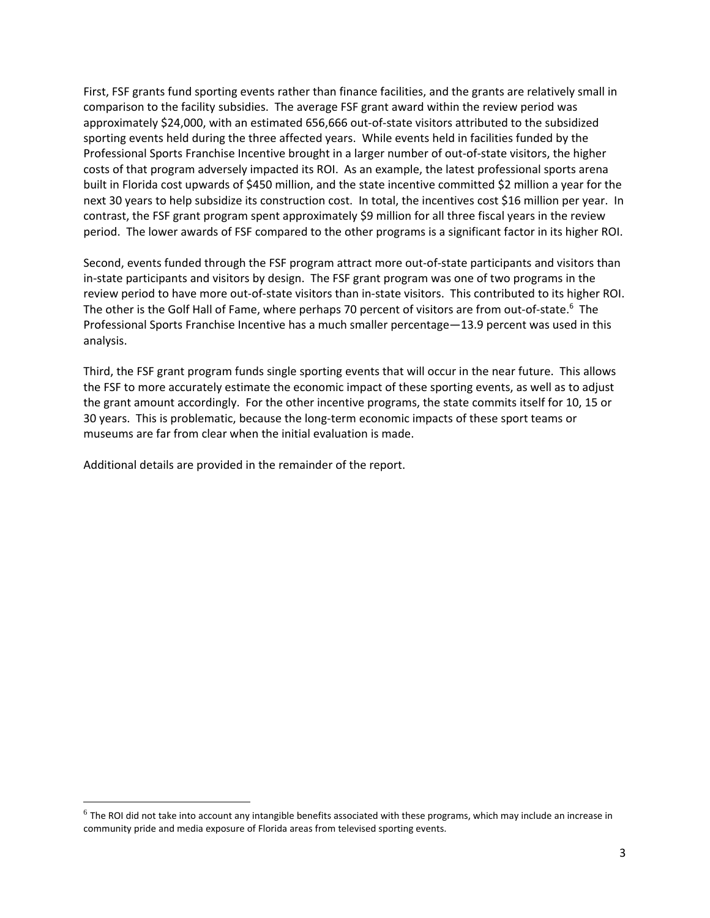First, FSF grants fund sporting events rather than finance facilities, and the grants are relatively small in comparison to the facility subsidies. The average FSF grant award within the review period was approximately $24,000, with an estimated 656,666 out-of-state visitors attributed to the subsidized sporting events held during the three affected years. While events held in facilities funded by the Professional Sports Franchise Incentive brought in a larger number of out-of-state visitors, the higher costs of that program adversely impacted its ROI. As an example, the latest professional sports arena built in Florida cost upwards of $450 million, and the state incentive committed $2 million a year for the next 30 years to help subsidize its construction cost. In total, the incentives cost $16 million per year. In contrast, the FSF grant program spent approximately $9 million for all three fiscal years in the review period. The lower awards of FSF compared to the other programs is a significant factor in its higher ROI.

Second, events funded through the FSF program attract more out-of-state participants and visitors than in-state participants and visitors by design. The FSF grant program was one of two programs in the review period to have more out-of-state visitors than in-state visitors. This contributed to its higher ROI. The other is the Golf Hall of Fame, where perhaps 70 percent of visitors are from out-of-state.[6] The Professional Sports Franchise Incentive has a much smaller percentage—13.9 percent was used in this analysis.

Third, the FSF grant program funds single sporting events that will occur in the near future. This allows the FSF to more accurately estimate the economic impact of these sporting events, as well as to adjust the grant amount accordingly. For the other incentive programs, the state commits itself for 10, 15 or 30 years. This is problematic, because the long-term economic impacts of these sport teams or museums are far from clear when the initial evaluation is made.

Additional details are provided in the remainder of the report.

[6] The ROI did not take into account any intangible benefits associated with these programs, which may include an increase in community pride and media exposure of Florida areas from televised sporting events.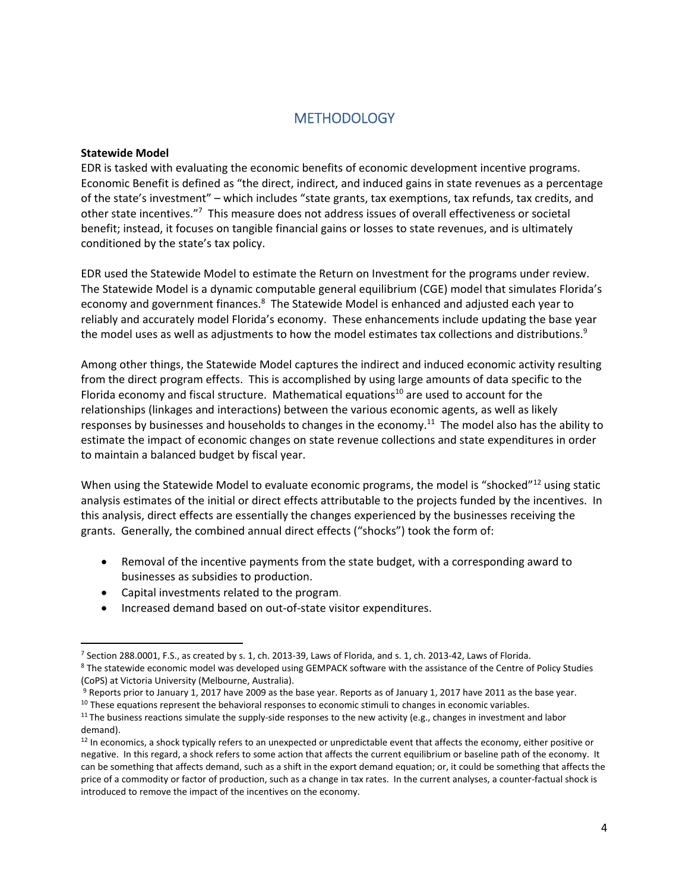# METHODOLOGY

**Statewide Model**

EDR is tasked with evaluating the economic benefits of economic development incentive programs. Economic Benefit is defined as "the direct, indirect, and induced gains in state revenues as a percentage of the state's investment" – which includes "state grants, tax exemptions, tax refunds, tax credits, and other state incentives."[7] This measure does not address issues of overall effectiveness or societal benefit; instead, it focuses on tangible financial gains or losses to state revenues, and is ultimately conditioned by the state's tax policy.

EDR used the Statewide Model to estimate the Return on Investment for the programs under review. The Statewide Model is a dynamic computable general equilibrium (CGE) model that simulates Florida's economy and government finances.[8] The Statewide Model is enhanced and adjusted each year to reliably and accurately model Florida's economy. These enhancements include updating the base year the model uses as well as adjustments to how the model estimates tax collections and distributions.[9]

Among other things, the Statewide Model captures the indirect and induced economic activity resulting from the direct program effects. This is accomplished by using large amounts of data specific to the Florida economy and fiscal structure. Mathematical equations[10] are used to account for the relationships (linkages and interactions) between the various economic agents, as well as likely responses by businesses and households to changes in the economy.[11] The model also has the ability to estimate the impact of economic changes on state revenue collections and state expenditures in order to maintain a balanced budget by fiscal year.

When using the Statewide Model to evaluate economic programs, the model is "shocked"[12] using static analysis estimates of the initial or direct effects attributable to the projects funded by the incentives. In this analysis, direct effects are essentially the changes experienced by the businesses receiving the grants. Generally, the combined annual direct effects ("shocks") took the form of:

- Removal of the incentive payments from the state budget, with a corresponding award to businesses as subsidies to production.
- Capital investments related to the program.
- Increased demand based on out-of-state visitor expenditures.

---

[7] Section 288.0001, F.S., as created by s. 1, ch. 2013-39, Laws of Florida, and s. 1, ch. 2013-42, Laws of Florida.

[8] The statewide economic model was developed using GEMPACK software with the assistance of the Centre of Policy Studies (CoPS) at Victoria University (Melbourne, Australia).

[9] Reports prior to January 1, 2017 have 2009 as the base year. Reports as of January 1, 2017 have 2011 as the base year.

[10] These equations represent the behavioral responses to economic stimuli to changes in economic variables.

[11] The business reactions simulate the supply-side responses to the new activity (e.g., changes in investment and labor demand).

[12] In economics, a shock typically refers to an unexpected or unpredictable event that affects the economy, either positive or negative. In this regard, a shock refers to some action that affects the current equilibrium or baseline path of the economy. It can be something that affects demand, such as a shift in the export demand equation; or, it could be something that affects the price of a commodity or factor of production, such as a change in tax rates. In the current analyses, a counter-factual shock is introduced to remove the impact of the incentives on the economy.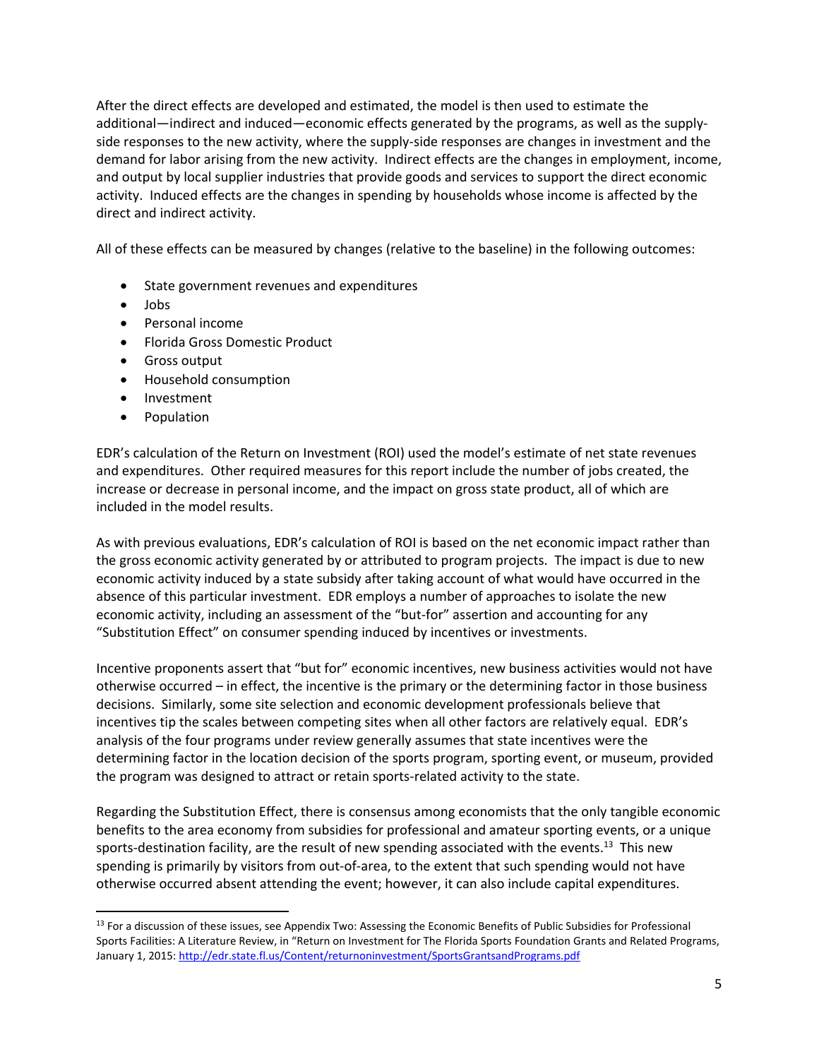After the direct effects are developed and estimated, the model is then used to estimate the additional—indirect and induced—economic effects generated by the programs, as well as the supply-side responses to the new activity, where the supply-side responses are changes in investment and the demand for labor arising from the new activity. Indirect effects are the changes in employment, income, and output by local supplier industries that provide goods and services to support the direct economic activity. Induced effects are the changes in spending by households whose income is affected by the direct and indirect activity.

All of these effects can be measured by changes (relative to the baseline) in the following outcomes:

- State government revenues and expenditures
- Jobs
- Personal income
- Florida Gross Domestic Product
- Gross output
- Household consumption
- Investment
- Population

EDR's calculation of the Return on Investment (ROI) used the model's estimate of net state revenues and expenditures. Other required measures for this report include the number of jobs created, the increase or decrease in personal income, and the impact on gross state product, all of which are included in the model results.

As with previous evaluations, EDR's calculation of ROI is based on the net economic impact rather than the gross economic activity generated by or attributed to program projects. The impact is due to new economic activity induced by a state subsidy after taking account of what would have occurred in the absence of this particular investment. EDR employs a number of approaches to isolate the new economic activity, including an assessment of the "but-for" assertion and accounting for any "Substitution Effect" on consumer spending induced by incentives or investments.

Incentive proponents assert that "but for" economic incentives, new business activities would not have otherwise occurred – in effect, the incentive is the primary or the determining factor in those business decisions. Similarly, some site selection and economic development professionals believe that incentives tip the scales between competing sites when all other factors are relatively equal. EDR's analysis of the four programs under review generally assumes that state incentives were the determining factor in the location decision of the sports program, sporting event, or museum, provided the program was designed to attract or retain sports-related activity to the state.

Regarding the Substitution Effect, there is consensus among economists that the only tangible economic benefits to the area economy from subsidies for professional and amateur sporting events, or a unique sports-destination facility, are the result of new spending associated with the events.[13] This new spending is primarily by visitors from out-of-area, to the extent that such spending would not have otherwise occurred absent attending the event; however, it can also include capital expenditures.

---

[13] For a discussion of these issues, see Appendix Two: Assessing the Economic Benefits of Public Subsidies for Professional Sports Facilities: A Literature Review, in "Return on Investment for The Florida Sports Foundation Grants and Related Programs, January 1, 2015: http://edr.state.fl.us/Content/returnoninvestment/SportsGrantsandPrograms.pdf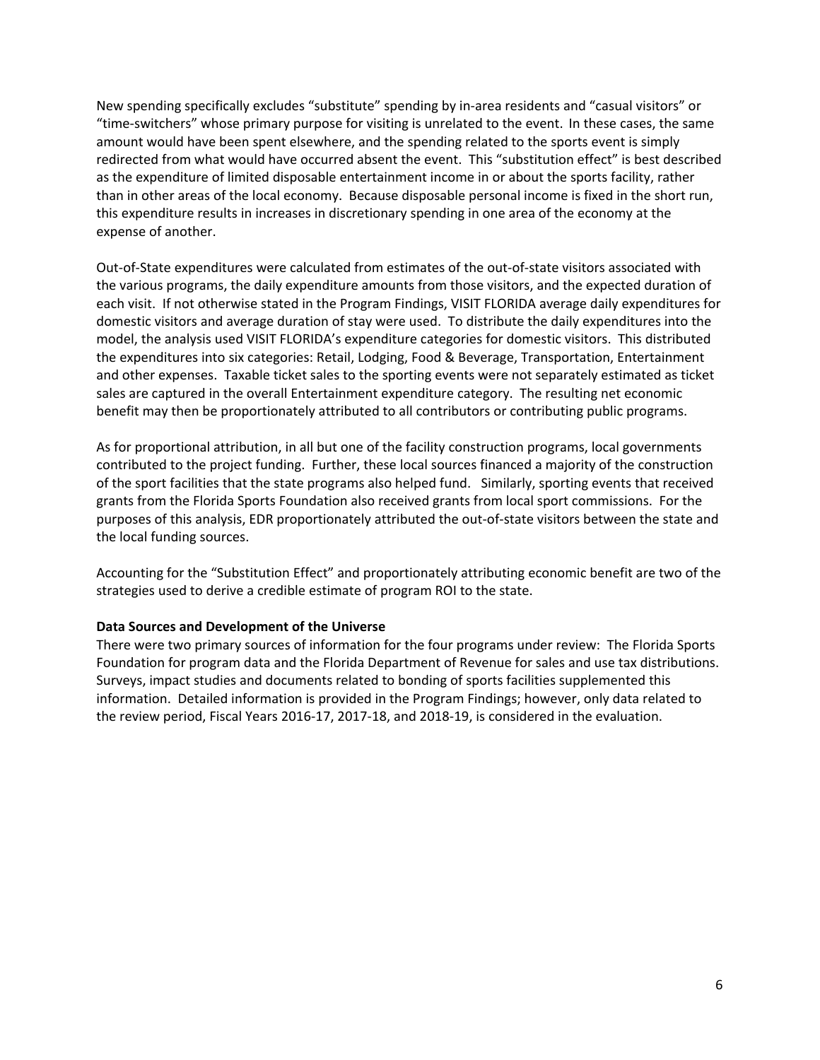New spending specifically excludes "substitute" spending by in-area residents and "casual visitors" or "time-switchers" whose primary purpose for visiting is unrelated to the event. In these cases, the same amount would have been spent elsewhere, and the spending related to the sports event is simply redirected from what would have occurred absent the event. This "substitution effect" is best described as the expenditure of limited disposable entertainment income in or about the sports facility, rather than in other areas of the local economy. Because disposable personal income is fixed in the short run, this expenditure results in increases in discretionary spending in one area of the economy at the expense of another.

Out-of-State expenditures were calculated from estimates of the out-of-state visitors associated with the various programs, the daily expenditure amounts from those visitors, and the expected duration of each visit. If not otherwise stated in the Program Findings, VISIT FLORIDA average daily expenditures for domestic visitors and average duration of stay were used. To distribute the daily expenditures into the model, the analysis used VISIT FLORIDA's expenditure categories for domestic visitors. This distributed the expenditures into six categories: Retail, Lodging, Food & Beverage, Transportation, Entertainment and other expenses. Taxable ticket sales to the sporting events were not separately estimated as ticket sales are captured in the overall Entertainment expenditure category. The resulting net economic benefit may then be proportionately attributed to all contributors or contributing public programs.

As for proportional attribution, in all but one of the facility construction programs, local governments contributed to the project funding. Further, these local sources financed a majority of the construction of the sport facilities that the state programs also helped fund. Similarly, sporting events that received grants from the Florida Sports Foundation also received grants from local sport commissions. For the purposes of this analysis, EDR proportionately attributed the out-of-state visitors between the state and the local funding sources.

Accounting for the "Substitution Effect" and proportionately attributing economic benefit are two of the strategies used to derive a credible estimate of program ROI to the state.

**Data Sources and Development of the Universe**

There were two primary sources of information for the four programs under review: The Florida Sports Foundation for program data and the Florida Department of Revenue for sales and use tax distributions. Surveys, impact studies and documents related to bonding of sports facilities supplemented this information. Detailed information is provided in the Program Findings; however, only data related to the review period, Fiscal Years 2016-17, 2017-18, and 2018-19, is considered in the evaluation.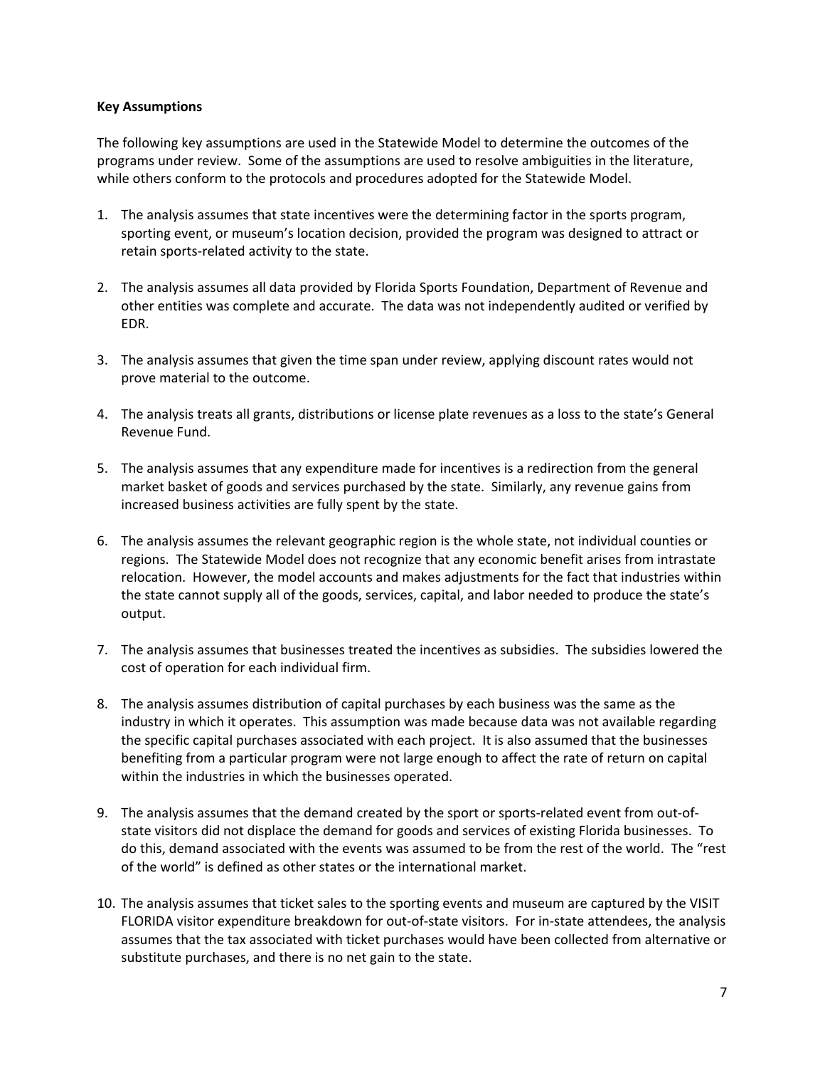**Key Assumptions**

The following key assumptions are used in the Statewide Model to determine the outcomes of the programs under review. Some of the assumptions are used to resolve ambiguities in the literature, while others conform to the protocols and procedures adopted for the Statewide Model.

1. The analysis assumes that state incentives were the determining factor in the sports program, sporting event, or museum's location decision, provided the program was designed to attract or retain sports-related activity to the state.

2. The analysis assumes all data provided by Florida Sports Foundation, Department of Revenue and other entities was complete and accurate. The data was not independently audited or verified by EDR.

3. The analysis assumes that given the time span under review, applying discount rates would not prove material to the outcome.

4. The analysis treats all grants, distributions or license plate revenues as a loss to the state's General Revenue Fund.

5. The analysis assumes that any expenditure made for incentives is a redirection from the general market basket of goods and services purchased by the state. Similarly, any revenue gains from increased business activities are fully spent by the state.

6. The analysis assumes the relevant geographic region is the whole state, not individual counties or regions. The Statewide Model does not recognize that any economic benefit arises from intrastate relocation. However, the model accounts and makes adjustments for the fact that industries within the state cannot supply all of the goods, services, capital, and labor needed to produce the state's output.

7. The analysis assumes that businesses treated the incentives as subsidies. The subsidies lowered the cost of operation for each individual firm.

8. The analysis assumes distribution of capital purchases by each business was the same as the industry in which it operates. This assumption was made because data was not available regarding the specific capital purchases associated with each project. It is also assumed that the businesses benefiting from a particular program were not large enough to affect the rate of return on capital within the industries in which the businesses operated.

9. The analysis assumes that the demand created by the sport or sports-related event from out-of-state visitors did not displace the demand for goods and services of existing Florida businesses. To do this, demand associated with the events was assumed to be from the rest of the world. The "rest of the world" is defined as other states or the international market.

10. The analysis assumes that ticket sales to the sporting events and museum are captured by the VISIT FLORIDA visitor expenditure breakdown for out-of-state visitors. For in-state attendees, the analysis assumes that the tax associated with ticket purchases would have been collected from alternative or substitute purchases, and there is no net gain to the state.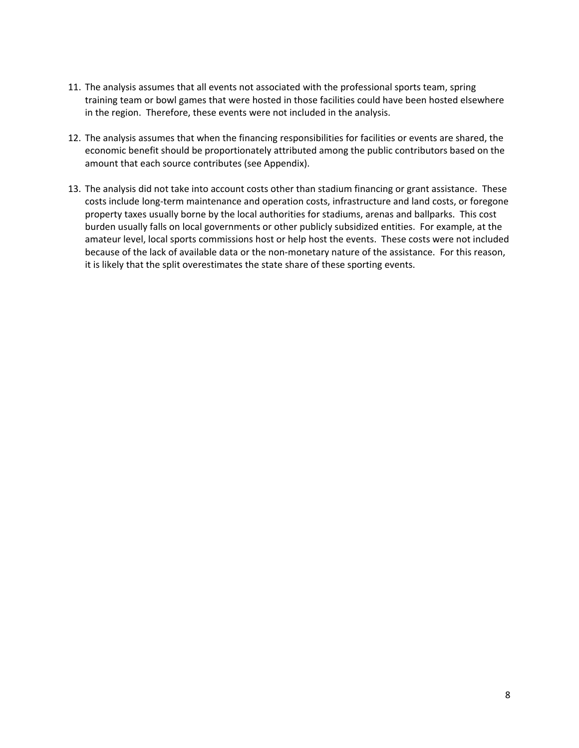11. The analysis assumes that all events not associated with the professional sports team, spring training team or bowl games that were hosted in those facilities could have been hosted elsewhere in the region. Therefore, these events were not included in the analysis.

12. The analysis assumes that when the financing responsibilities for facilities or events are shared, the economic benefit should be proportionately attributed among the public contributors based on the amount that each source contributes (see Appendix).

13. The analysis did not take into account costs other than stadium financing or grant assistance. These costs include long-term maintenance and operation costs, infrastructure and land costs, or foregone property taxes usually borne by the local authorities for stadiums, arenas and ballparks. This cost burden usually falls on local governments or other publicly subsidized entities. For example, at the amateur level, local sports commissions host or help host the events. These costs were not included because of the lack of available data or the non-monetary nature of the assistance. For this reason, it is likely that the split overestimates the state share of these sporting events.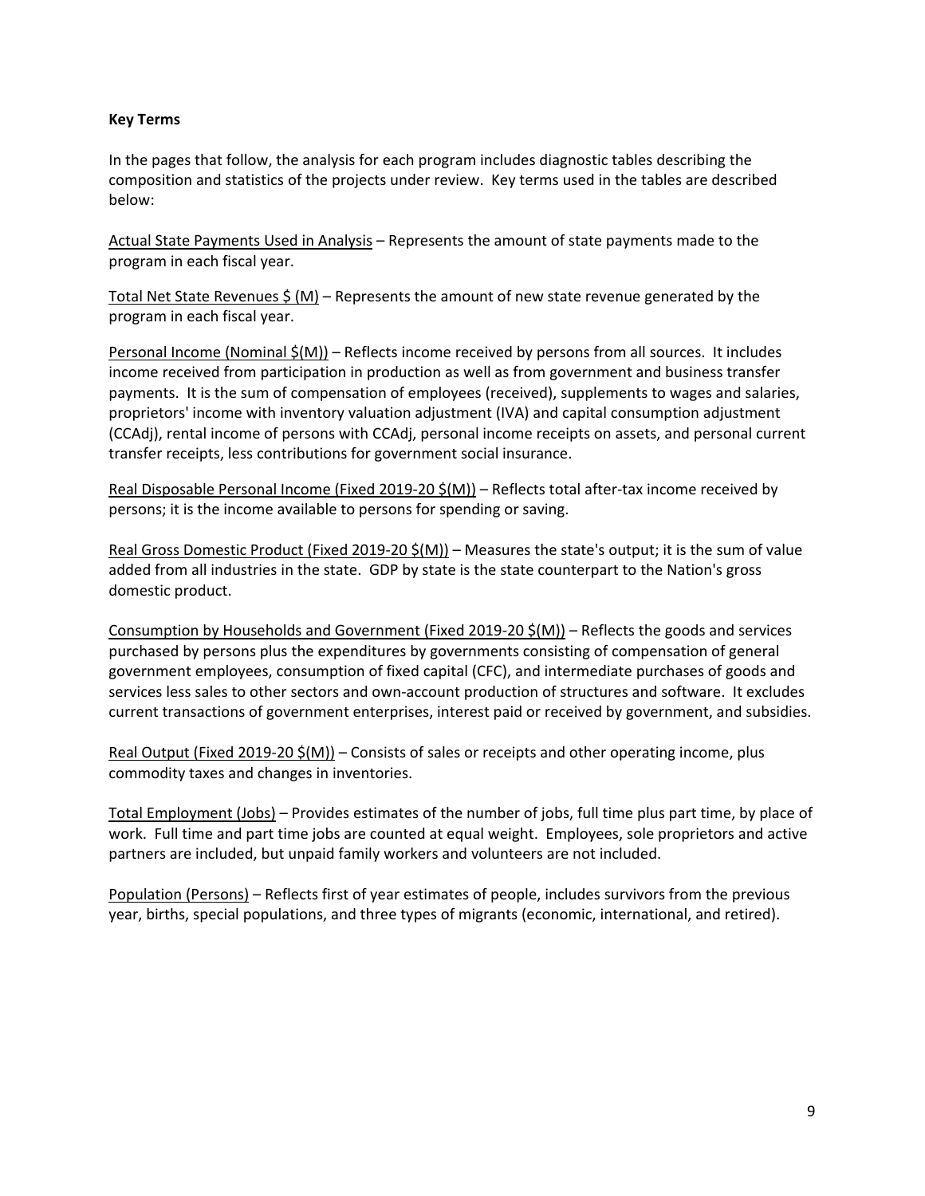**Key Terms**

In the pages that follow, the analysis for each program includes diagnostic tables describing the composition and statistics of the projects under review. Key terms used in the tables are described below:

Actual State Payments Used in Analysis – Represents the amount of state payments made to the program in each fiscal year.

Total Net State Revenues $ (M) – Represents the amount of new state revenue generated by the program in each fiscal year.

Personal Income (Nominal $(M)) – Reflects income received by persons from all sources. It includes income received from participation in production as well as from government and business transfer payments. It is the sum of compensation of employees (received), supplements to wages and salaries, proprietors' income with inventory valuation adjustment (IVA) and capital consumption adjustment (CCAdj), rental income of persons with CCAdj, personal income receipts on assets, and personal current transfer receipts, less contributions for government social insurance.

Real Disposable Personal Income (Fixed 2019-20 $(M)) – Reflects total after-tax income received by persons; it is the income available to persons for spending or saving.

Real Gross Domestic Product (Fixed 2019-20 $(M)) – Measures the state's output; it is the sum of value added from all industries in the state. GDP by state is the state counterpart to the Nation's gross domestic product.

Consumption by Households and Government (Fixed 2019-20 $(M)) – Reflects the goods and services purchased by persons plus the expenditures by governments consisting of compensation of general government employees, consumption of fixed capital (CFC), and intermediate purchases of goods and services less sales to other sectors and own-account production of structures and software. It excludes current transactions of government enterprises, interest paid or received by government, and subsidies.

Real Output (Fixed 2019-20 $(M)) – Consists of sales or receipts and other operating income, plus commodity taxes and changes in inventories.

Total Employment (Jobs) – Provides estimates of the number of jobs, full time plus part time, by place of work. Full time and part time jobs are counted at equal weight. Employees, sole proprietors and active partners are included, but unpaid family workers and volunteers are not included.

Population (Persons) – Reflects first of year estimates of people, includes survivors from the previous year, births, special populations, and three types of migrants (economic, international, and retired).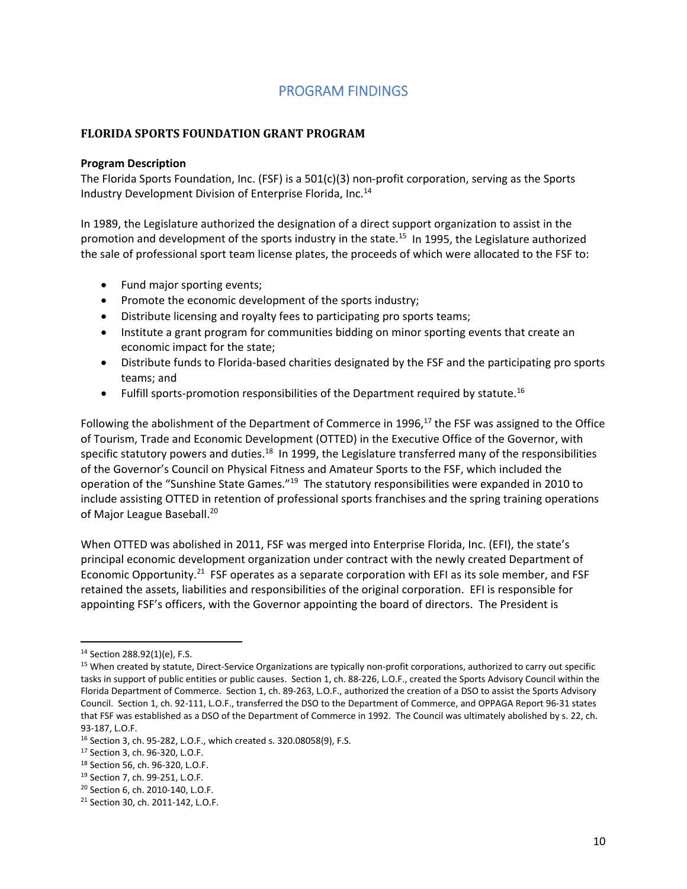# PROGRAM FINDINGS

## FLORIDA SPORTS FOUNDATION GRANT PROGRAM

### Program Description

The Florida Sports Foundation, Inc. (FSF) is a 501(c)(3) non-profit corporation, serving as the Sports Industry Development Division of Enterprise Florida, Inc.[14]

In 1989, the Legislature authorized the designation of a direct support organization to assist in the promotion and development of the sports industry in the state.[15] In 1995, the Legislature authorized the sale of professional sport team license plates, the proceeds of which were allocated to the FSF to:

- Fund major sporting events;
- Promote the economic development of the sports industry;
- Distribute licensing and royalty fees to participating pro sports teams;
- Institute a grant program for communities bidding on minor sporting events that create an economic impact for the state;
- Distribute funds to Florida-based charities designated by the FSF and the participating pro sports teams; and
- Fulfill sports-promotion responsibilities of the Department required by statute.[16]

Following the abolishment of the Department of Commerce in 1996,[17] the FSF was assigned to the Office of Tourism, Trade and Economic Development (OTTED) in the Executive Office of the Governor, with specific statutory powers and duties.[18] In 1999, the Legislature transferred many of the responsibilities of the Governor's Council on Physical Fitness and Amateur Sports to the FSF, which included the operation of the "Sunshine State Games."[19] The statutory responsibilities were expanded in 2010 to include assisting OTTED in retention of professional sports franchises and the spring training operations of Major League Baseball.[20]

When OTTED was abolished in 2011, FSF was merged into Enterprise Florida, Inc. (EFI), the state's principal economic development organization under contract with the newly created Department of Economic Opportunity.[21] FSF operates as a separate corporation with EFI as its sole member, and FSF retained the assets, liabilities and responsibilities of the original corporation. EFI is responsible for appointing FSF's officers, with the Governor appointing the board of directors. The President is

---

[14] Section 288.92(1)(e), F.S.

[15] When created by statute, Direct-Service Organizations are typically non-profit corporations, authorized to carry out specific tasks in support of public entities or public causes. Section 1, ch. 88-226, L.O.F., created the Sports Advisory Council within the Florida Department of Commerce. Section 1, ch. 89-263, L.O.F., authorized the creation of a DSO to assist the Sports Advisory Council. Section 1, ch. 92-111, L.O.F., transferred the DSO to the Department of Commerce, and OPPAGA Report 96-31 states that FSF was established as a DSO of the Department of Commerce in 1992. The Council was ultimately abolished by s. 22, ch. 93-187, L.O.F.

[16] Section 3, ch. 95-282, L.O.F., which created s. 320.08058(9), F.S.

[17] Section 3, ch. 96-320, L.O.F.

[18] Section 56, ch. 96-320, L.O.F.

[19] Section 7, ch. 99-251, L.O.F.

[20] Section 6, ch. 2010-140, L.O.F.

[21] Section 30, ch. 2011-142, L.O.F.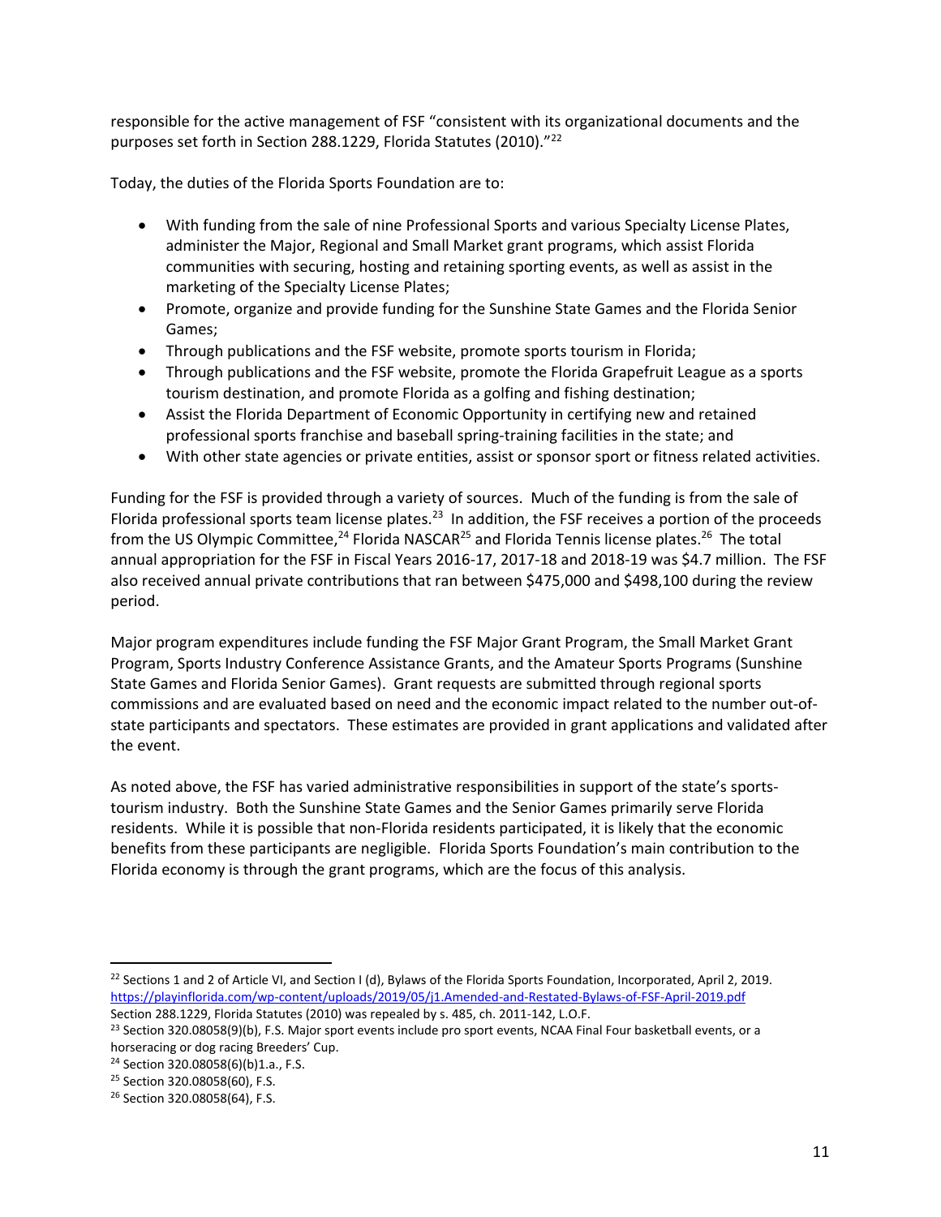responsible for the active management of FSF "consistent with its organizational documents and the purposes set forth in Section 288.1229, Florida Statutes (2010)."[22]

Today, the duties of the Florida Sports Foundation are to:

- With funding from the sale of nine Professional Sports and various Specialty License Plates, administer the Major, Regional and Small Market grant programs, which assist Florida communities with securing, hosting and retaining sporting events, as well as assist in the marketing of the Specialty License Plates;
- Promote, organize and provide funding for the Sunshine State Games and the Florida Senior Games;
- Through publications and the FSF website, promote sports tourism in Florida;
- Through publications and the FSF website, promote the Florida Grapefruit League as a sports tourism destination, and promote Florida as a golfing and fishing destination;
- Assist the Florida Department of Economic Opportunity in certifying new and retained professional sports franchise and baseball spring-training facilities in the state; and
- With other state agencies or private entities, assist or sponsor sport or fitness related activities.

Funding for the FSF is provided through a variety of sources. Much of the funding is from the sale of Florida professional sports team license plates.[23] In addition, the FSF receives a portion of the proceeds from the US Olympic Committee,[24] Florida NASCAR[25] and Florida Tennis license plates.[26] The total annual appropriation for the FSF in Fiscal Years 2016-17, 2017-18 and 2018-19 was $4.7 million. The FSF also received annual private contributions that ran between $475,000 and $498,100 during the review period.

Major program expenditures include funding the FSF Major Grant Program, the Small Market Grant Program, Sports Industry Conference Assistance Grants, and the Amateur Sports Programs (Sunshine State Games and Florida Senior Games). Grant requests are submitted through regional sports commissions and are evaluated based on need and the economic impact related to the number out-of-state participants and spectators. These estimates are provided in grant applications and validated after the event.

As noted above, the FSF has varied administrative responsibilities in support of the state's sports-tourism industry. Both the Sunshine State Games and the Senior Games primarily serve Florida residents. While it is possible that non-Florida residents participated, it is likely that the economic benefits from these participants are negligible. Florida Sports Foundation's main contribution to the Florida economy is through the grant programs, which are the focus of this analysis.

---

[22] Sections 1 and 2 of Article VI, and Section I (d), Bylaws of the Florida Sports Foundation, Incorporated, April 2, 2019. https://playinflorida.com/wp-content/uploads/2019/05/j1.Amended-and-Restated-Bylaws-of-FSF-April-2019.pdf Section 288.1229, Florida Statutes (2010) was repealed by s. 485, ch. 2011-142, L.O.F.

[23] Section 320.08058(9)(b), F.S. Major sport events include pro sport events, NCAA Final Four basketball events, or a horseracing or dog racing Breeders' Cup.

[24] Section 320.08058(6)(b)1.a., F.S.

[25] Section 320.08058(60), F.S.

[26] Section 320.08058(64), F.S.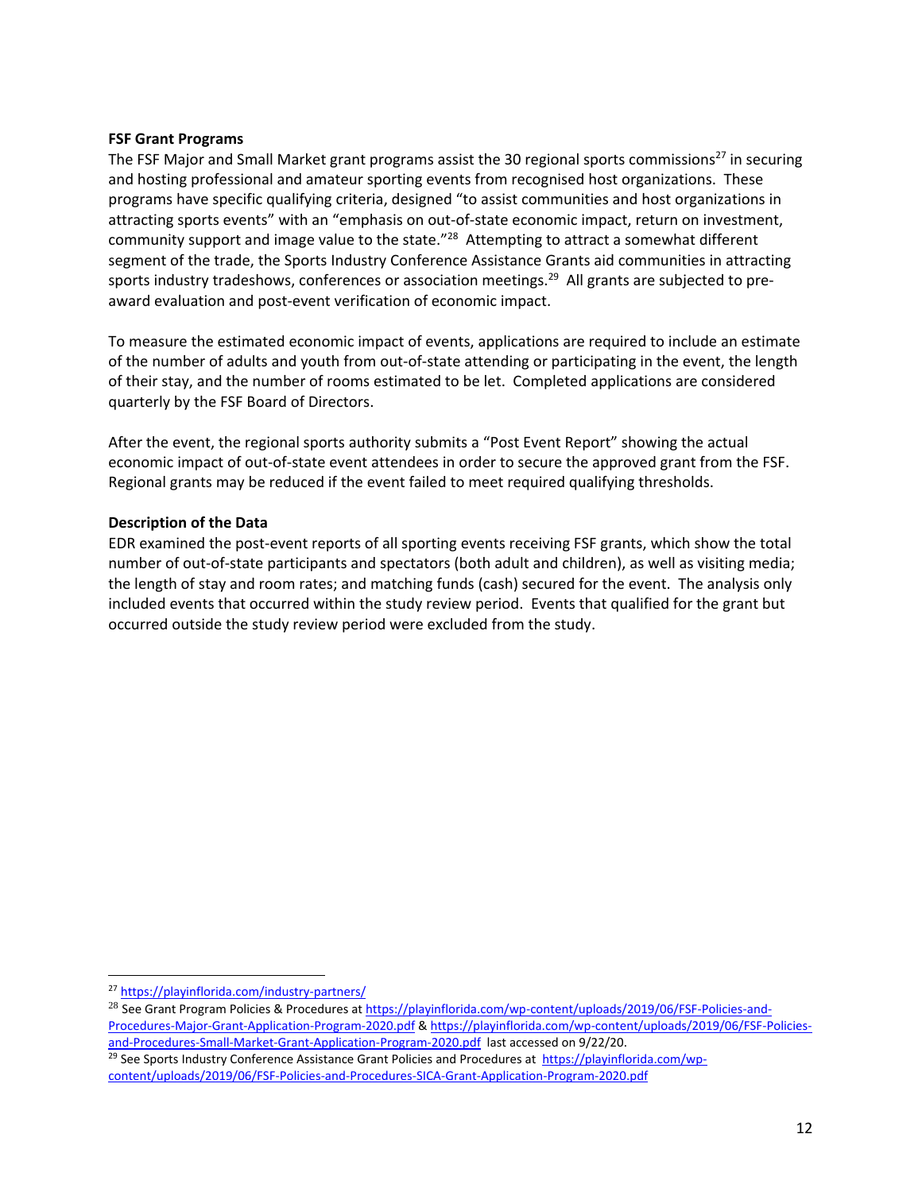### FSF Grant Programs

The FSF Major and Small Market grant programs assist the 30 regional sports commissions[27] in securing and hosting professional and amateur sporting events from recognised host organizations. These programs have specific qualifying criteria, designed "to assist communities and host organizations in attracting sports events" with an "emphasis on out-of-state economic impact, return on investment, community support and image value to the state."[28] Attempting to attract a somewhat different segment of the trade, the Sports Industry Conference Assistance Grants aid communities in attracting sports industry tradeshows, conferences or association meetings.[29] All grants are subjected to pre-award evaluation and post-event verification of economic impact.

To measure the estimated economic impact of events, applications are required to include an estimate of the number of adults and youth from out-of-state attending or participating in the event, the length of their stay, and the number of rooms estimated to be let. Completed applications are considered quarterly by the FSF Board of Directors.

After the event, the regional sports authority submits a "Post Event Report" showing the actual economic impact of out-of-state event attendees in order to secure the approved grant from the FSF. Regional grants may be reduced if the event failed to meet required qualifying thresholds.

### Description of the Data

EDR examined the post-event reports of all sporting events receiving FSF grants, which show the total number of out-of-state participants and spectators (both adult and children), as well as visiting media; the length of stay and room rates; and matching funds (cash) secured for the event. The analysis only included events that occurred within the study review period. Events that qualified for the grant but occurred outside the study review period were excluded from the study.

---

[27] https://playinflorida.com/industry-partners/

[28] See Grant Program Policies & Procedures at https://playinflorida.com/wp-content/uploads/2019/06/FSF-Policies-and-Procedures-Major-Grant-Application-Program-2020.pdf & https://playinflorida.com/wp-content/uploads/2019/06/FSF-Policies-and-Procedures-Small-Market-Grant-Application-Program-2020.pdf last accessed on 9/22/20.

[29] See Sports Industry Conference Assistance Grant Policies and Procedures at https://playinflorida.com/wp-content/uploads/2019/06/FSF-Policies-and-Procedures-SICA-Grant-Application-Program-2020.pdf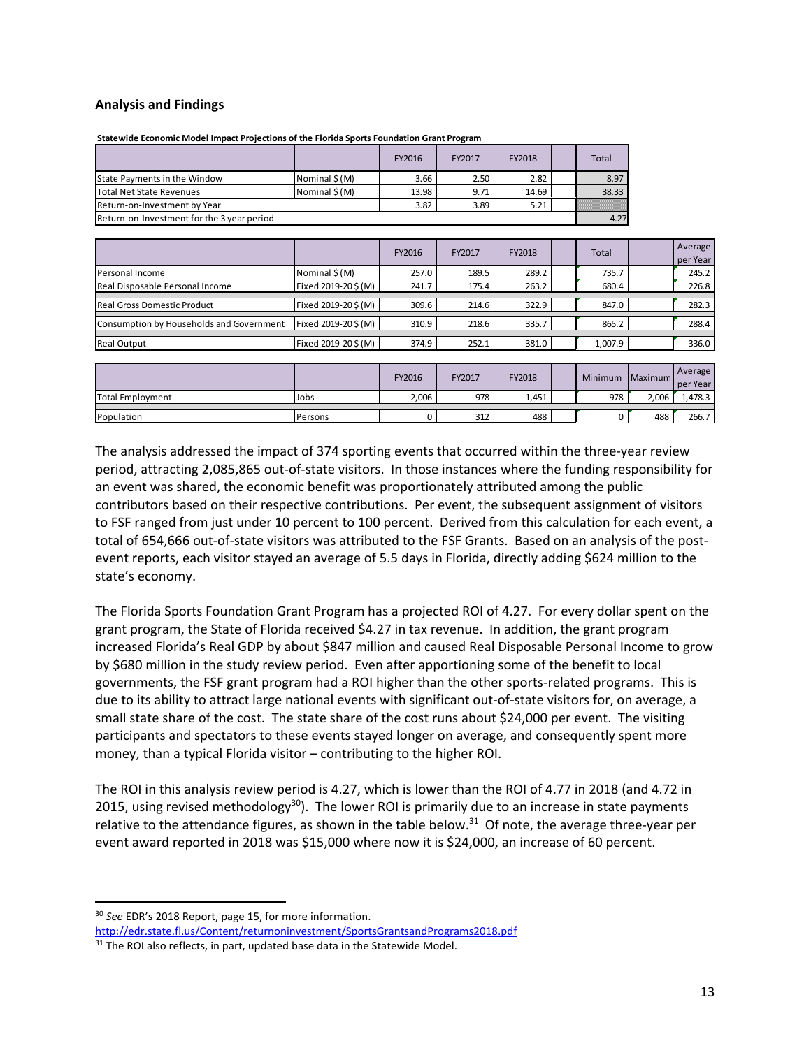## Analysis and Findings

**Statewide Economic Model Impact Projections of the Florida Sports Foundation Grant Program**

| | | FY2016 | FY2017 | FY2018 | | Total |
|---|---|---|---|---|---|---|
| State Payments in the Window | Nominal $ (M) | 3.66 | 2.50 | 2.82 | | 8.97 |
| Total Net State Revenues | Nominal $ (M) | 13.98 | 9.71 | 14.69 | | 38.33 |
| Return-on-Investment by Year | | 3.82 | 3.89 | 5.21 | | |
| Return-on-Investment for the 3 year period | | | | | | 4.27 |

| | | FY2016 | FY2017 | FY2018 | | Total | | Average per Year |
|---|---|---|---|---|---|---|---|---|
| Personal Income | Nominal $ (M) | 257.0 | 189.5 | 289.2 | | 735.7 | | 245.2 |
| Real Disposable Personal Income | Fixed 2019-20 $ (M) | 241.7 | 175.4 | 263.2 | | 680.4 | | 226.8 |
| Real Gross Domestic Product | Fixed 2019-20 $ (M) | 309.6 | 214.6 | 322.9 | | 847.0 | | 282.3 |
| Consumption by Households and Government | Fixed 2019-20 $ (M) | 310.9 | 218.6 | 335.7 | | 865.2 | | 288.4 |
| Real Output | Fixed 2019-20 $ (M) | 374.9 | 252.1 | 381.0 | | 1,007.9 | | 336.0 |

| | | FY2016 | FY2017 | FY2018 | | Minimum | Maximum | Average per Year |
|---|---|---|---|---|---|---|---|---|
| Total Employment | Jobs | 2,006 | 978 | 1,451 | | 978 | 2,006 | 1,478.3 |
| Population | Persons | 0 | 312 | 488 | | 0 | 488 | 266.7 |

The analysis addressed the impact of 374 sporting events that occurred within the three-year review period, attracting 2,085,865 out-of-state visitors. In those instances where the funding responsibility for an event was shared, the economic benefit was proportionately attributed among the public contributors based on their respective contributions. Per event, the subsequent assignment of visitors to FSF ranged from just under 10 percent to 100 percent. Derived from this calculation for each event, a total of 654,666 out-of-state visitors was attributed to the FSF Grants. Based on an analysis of the post-event reports, each visitor stayed an average of 5.5 days in Florida, directly adding $624 million to the state's economy.

The Florida Sports Foundation Grant Program has a projected ROI of 4.27. For every dollar spent on the grant program, the State of Florida received $4.27 in tax revenue. In addition, the grant program increased Florida's Real GDP by about $847 million and caused Real Disposable Personal Income to grow by $680 million in the study review period. Even after apportioning some of the benefit to local governments, the FSF grant program had a ROI higher than the other sports-related programs. This is due to its ability to attract large national events with significant out-of-state visitors for, on average, a small state share of the cost. The state share of the cost runs about $24,000 per event. The visiting participants and spectators to these events stayed longer on average, and consequently spent more money, than a typical Florida visitor – contributing to the higher ROI.

The ROI in this analysis review period is 4.27, which is lower than the ROI of 4.77 in 2018 (and 4.72 in 2015, using revised methodology[30]). The lower ROI is primarily due to an increase in state payments relative to the attendance figures, as shown in the table below.[31] Of note, the average three-year per event award reported in 2018 was $15,000 where now it is $24,000, an increase of 60 percent.

---

[30] *See* EDR's 2018 Report, page 15, for more information.
http://edr.state.fl.us/Content/returnoninvestment/SportsGrantsandPrograms2018.pdf

[31] The ROI also reflects, in part, updated base data in the Statewide Model.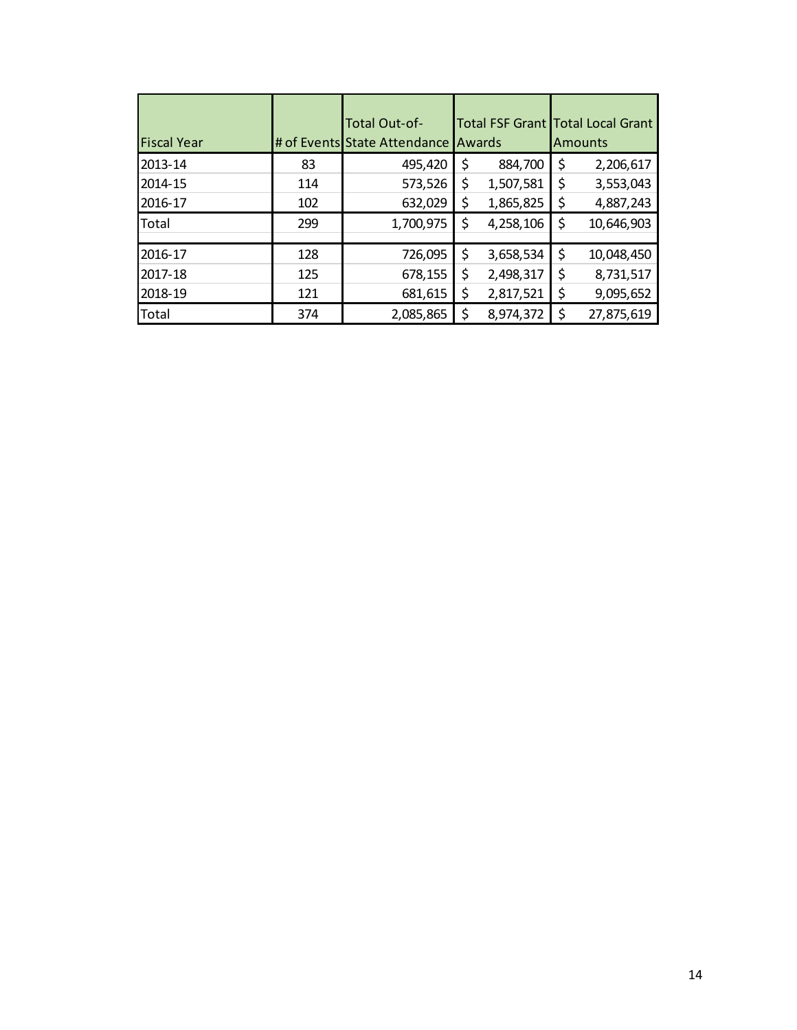| Fiscal Year | # of Events | Total Out-of-State Attendance | Total FSF Grant Awards | Total Local Grant Amounts |
|---|---|---|---|---|
| 2013-14 | 83 | 495,420 | $ 884,700 | $ 2,206,617 |
| 2014-15 | 114 | 573,526 | $ 1,507,581 | $ 3,553,043 |
| 2016-17 | 102 | 632,029 | $ 1,865,825 | $ 4,887,243 |
| Total | 299 | 1,700,975 | $ 4,258,106 | $ 10,646,903 |
| | | | | |
| 2016-17 | 128 | 726,095 | $ 3,658,534 | $ 10,048,450 |
| 2017-18 | 125 | 678,155 | $ 2,498,317 | $ 8,731,517 |
| 2018-19 | 121 | 681,615 | $ 2,817,521 | $ 9,095,652 |
| Total | 374 | 2,085,865 | $ 8,974,372 | $ 27,875,619 |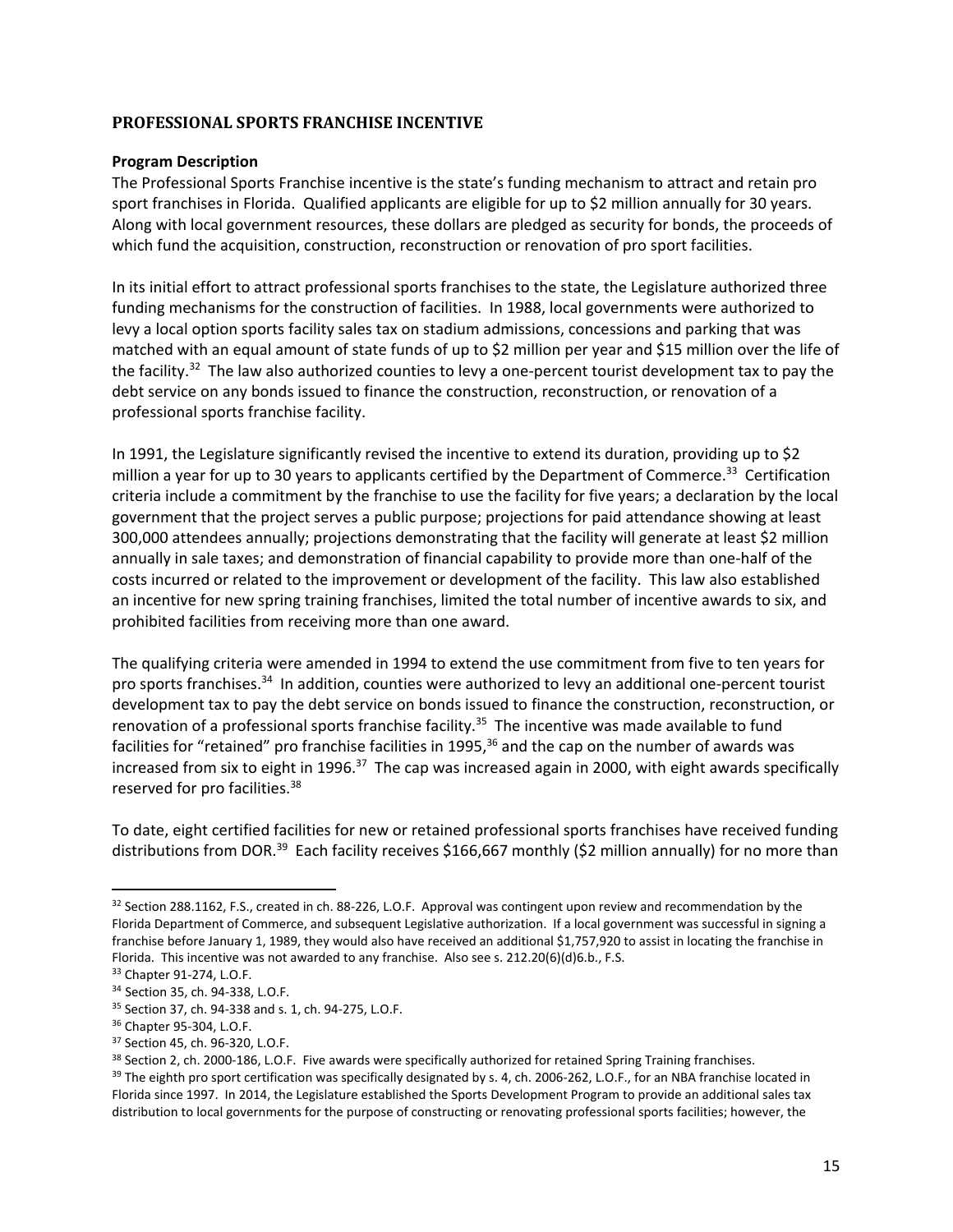## PROFESSIONAL SPORTS FRANCHISE INCENTIVE

### Program Description

The Professional Sports Franchise incentive is the state's funding mechanism to attract and retain pro sport franchises in Florida. Qualified applicants are eligible for up to $2 million annually for 30 years. Along with local government resources, these dollars are pledged as security for bonds, the proceeds of which fund the acquisition, construction, reconstruction or renovation of pro sport facilities.

In its initial effort to attract professional sports franchises to the state, the Legislature authorized three funding mechanisms for the construction of facilities. In 1988, local governments were authorized to levy a local option sports facility sales tax on stadium admissions, concessions and parking that was matched with an equal amount of state funds of up to $2 million per year and $15 million over the life of the facility.[32] The law also authorized counties to levy a one-percent tourist development tax to pay the debt service on any bonds issued to finance the construction, reconstruction, or renovation of a professional sports franchise facility.

In 1991, the Legislature significantly revised the incentive to extend its duration, providing up to $2 million a year for up to 30 years to applicants certified by the Department of Commerce.[33] Certification criteria include a commitment by the franchise to use the facility for five years; a declaration by the local government that the project serves a public purpose; projections for paid attendance showing at least 300,000 attendees annually; projections demonstrating that the facility will generate at least $2 million annually in sale taxes; and demonstration of financial capability to provide more than one-half of the costs incurred or related to the improvement or development of the facility. This law also established an incentive for new spring training franchises, limited the total number of incentive awards to six, and prohibited facilities from receiving more than one award.

The qualifying criteria were amended in 1994 to extend the use commitment from five to ten years for pro sports franchises.[34] In addition, counties were authorized to levy an additional one-percent tourist development tax to pay the debt service on bonds issued to finance the construction, reconstruction, or renovation of a professional sports franchise facility.[35] The incentive was made available to fund facilities for "retained" pro franchise facilities in 1995,[36] and the cap on the number of awards was increased from six to eight in 1996.[37] The cap was increased again in 2000, with eight awards specifically reserved for pro facilities.[38]

To date, eight certified facilities for new or retained professional sports franchises have received funding distributions from DOR.[39] Each facility receives $166,667 monthly ($2 million annually) for no more than

---

[32] Section 288.1162, F.S., created in ch. 88-226, L.O.F. Approval was contingent upon review and recommendation by the Florida Department of Commerce, and subsequent Legislative authorization. If a local government was successful in signing a franchise before January 1, 1989, they would also have received an additional $1,757,920 to assist in locating the franchise in Florida. This incentive was not awarded to any franchise. Also see s. 212.20(6)(d)6.b., F.S.

[33] Chapter 91-274, L.O.F.

[34] Section 35, ch. 94-338, L.O.F.

[35] Section 37, ch. 94-338 and s. 1, ch. 94-275, L.O.F.

[36] Chapter 95-304, L.O.F.

[37] Section 45, ch. 96-320, L.O.F.

[38] Section 2, ch. 2000-186, L.O.F. Five awards were specifically authorized for retained Spring Training franchises.

[39] The eighth pro sport certification was specifically designated by s. 4, ch. 2006-262, L.O.F., for an NBA franchise located in Florida since 1997. In 2014, the Legislature established the Sports Development Program to provide an additional sales tax distribution to local governments for the purpose of constructing or renovating professional sports facilities; however, the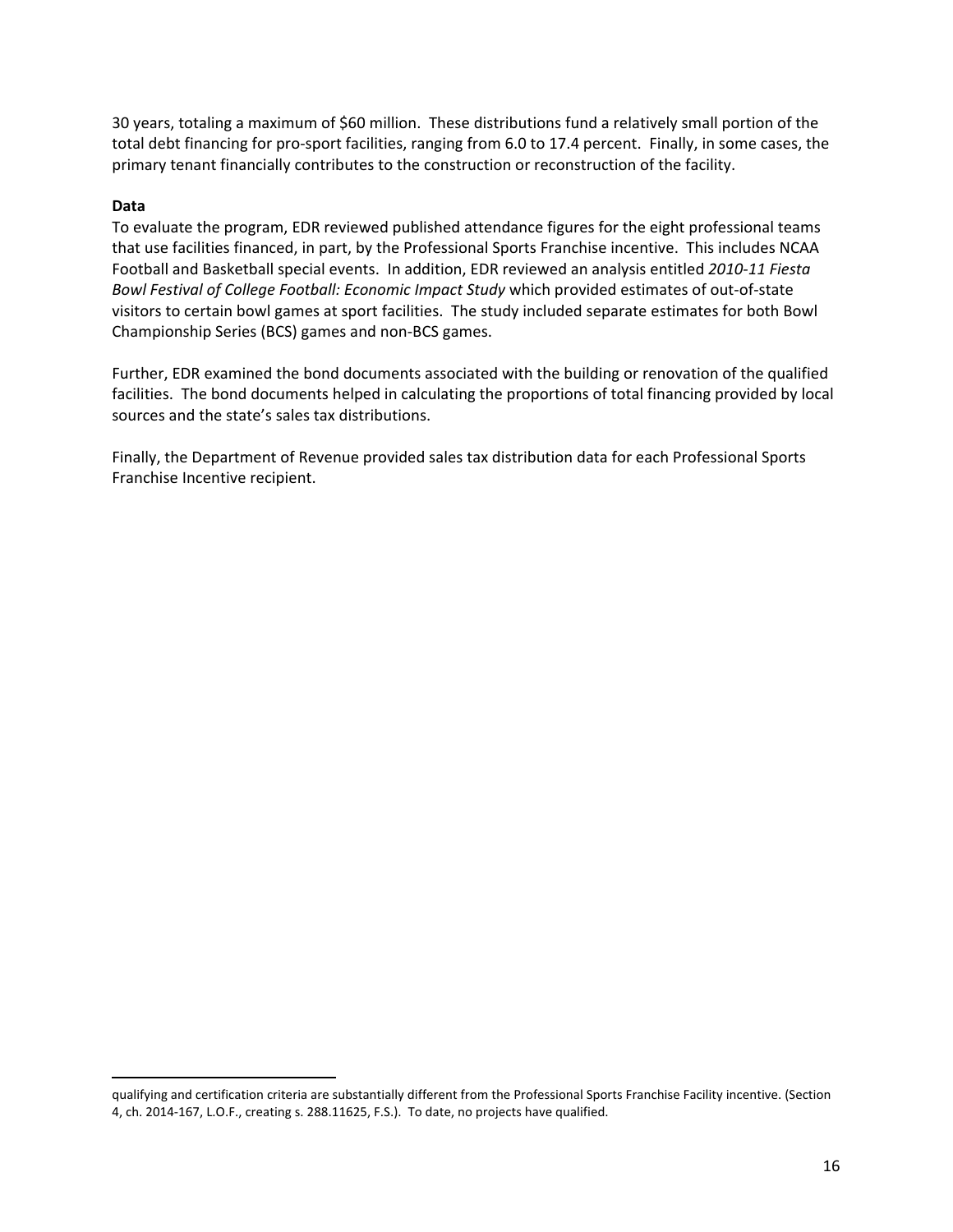30 years, totaling a maximum of $60 million. These distributions fund a relatively small portion of the total debt financing for pro-sport facilities, ranging from 6.0 to 17.4 percent. Finally, in some cases, the primary tenant financially contributes to the construction or reconstruction of the facility.

**Data**

To evaluate the program, EDR reviewed published attendance figures for the eight professional teams that use facilities financed, in part, by the Professional Sports Franchise incentive. This includes NCAA Football and Basketball special events. In addition, EDR reviewed an analysis entitled *2010-11 Fiesta Bowl Festival of College Football: Economic Impact Study* which provided estimates of out-of-state visitors to certain bowl games at sport facilities. The study included separate estimates for both Bowl Championship Series (BCS) games and non-BCS games.

Further, EDR examined the bond documents associated with the building or renovation of the qualified facilities. The bond documents helped in calculating the proportions of total financing provided by local sources and the state's sales tax distributions.

Finally, the Department of Revenue provided sales tax distribution data for each Professional Sports Franchise Incentive recipient.

---

qualifying and certification criteria are substantially different from the Professional Sports Franchise Facility incentive. (Section 4, ch. 2014-167, L.O.F., creating s. 288.11625, F.S.). To date, no projects have qualified.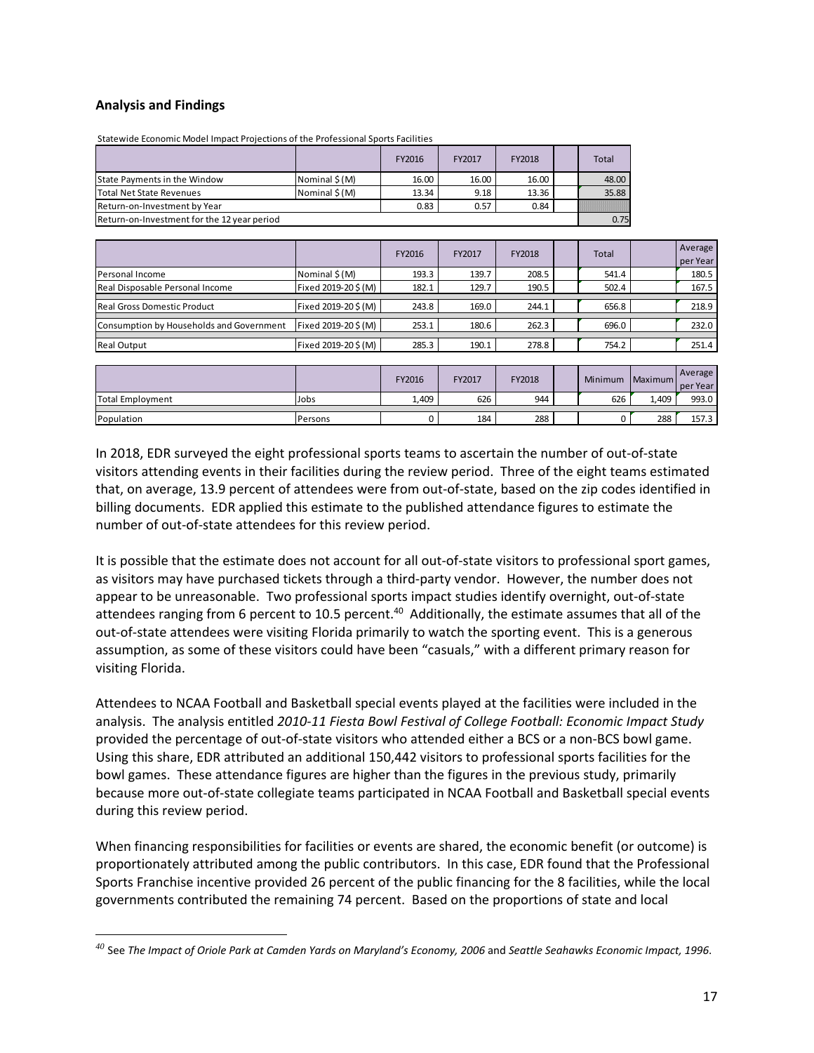## Analysis and Findings

Statewide Economic Model Impact Projections of the Professional Sports Facilities

| | | FY2016 | FY2017 | FY2018 | | Total |
|---|---|---|---|---|---|---|
| State Payments in the Window | Nominal $ (M) | 16.00 | 16.00 | 16.00 | | 48.00 |
| Total Net State Revenues | Nominal $ (M) | 13.34 | 9.18 | 13.36 | | 35.88 |
| Return-on-Investment by Year | | 0.83 | 0.57 | 0.84 | | |
| Return-on-Investment for the 12 year period | | | | | | 0.75 |

| | | FY2016 | FY2017 | FY2018 | | Total | | Average per Year |
|---|---|---|---|---|---|---|---|---|
| Personal Income | Nominal $ (M) | 193.3 | 139.7 | 208.5 | | 541.4 | | 180.5 |
| Real Disposable Personal Income | Fixed 2019-20 $ (M) | 182.1 | 129.7 | 190.5 | | 502.4 | | 167.5 |
| Real Gross Domestic Product | Fixed 2019-20 $ (M) | 243.8 | 169.0 | 244.1 | | 656.8 | | 218.9 |
| Consumption by Households and Government | Fixed 2019-20 $ (M) | 253.1 | 180.6 | 262.3 | | 696.0 | | 232.0 |
| Real Output | Fixed 2019-20 $ (M) | 285.3 | 190.1 | 278.8 | | 754.2 | | 251.4 |

| | | FY2016 | FY2017 | FY2018 | | Minimum | Maximum | Average per Year |
|---|---|---|---|---|---|---|---|---|
| Total Employment | Jobs | 1,409 | 626 | 944 | | 626 | 1,409 | 993.0 |
| Population | Persons | 0 | 184 | 288 | | 0 | 288 | 157.3 |

In 2018, EDR surveyed the eight professional sports teams to ascertain the number of out-of-state visitors attending events in their facilities during the review period. Three of the eight teams estimated that, on average, 13.9 percent of attendees were from out-of-state, based on the zip codes identified in billing documents. EDR applied this estimate to the published attendance figures to estimate the number of out-of-state attendees for this review period.

It is possible that the estimate does not account for all out-of-state visitors to professional sport games, as visitors may have purchased tickets through a third-party vendor. However, the number does not appear to be unreasonable. Two professional sports impact studies identify overnight, out-of-state attendees ranging from 6 percent to 10.5 percent.[40] Additionally, the estimate assumes that all of the out-of-state attendees were visiting Florida primarily to watch the sporting event. This is a generous assumption, as some of these visitors could have been "casuals," with a different primary reason for visiting Florida.

Attendees to NCAA Football and Basketball special events played at the facilities were included in the analysis. The analysis entitled *2010-11 Fiesta Bowl Festival of College Football: Economic Impact Study* provided the percentage of out-of-state visitors who attended either a BCS or a non-BCS bowl game. Using this share, EDR attributed an additional 150,442 visitors to professional sports facilities for the bowl games. These attendance figures are higher than the figures in the previous study, primarily because more out-of-state collegiate teams participated in NCAA Football and Basketball special events during this review period.

When financing responsibilities for facilities or events are shared, the economic benefit (or outcome) is proportionately attributed among the public contributors. In this case, EDR found that the Professional Sports Franchise incentive provided 26 percent of the public financing for the 8 facilities, while the local governments contributed the remaining 74 percent. Based on the proportions of state and local

[40] See *The Impact of Oriole Park at Camden Yards on Maryland's Economy, 2006* and *Seattle Seahawks Economic Impact, 1996*.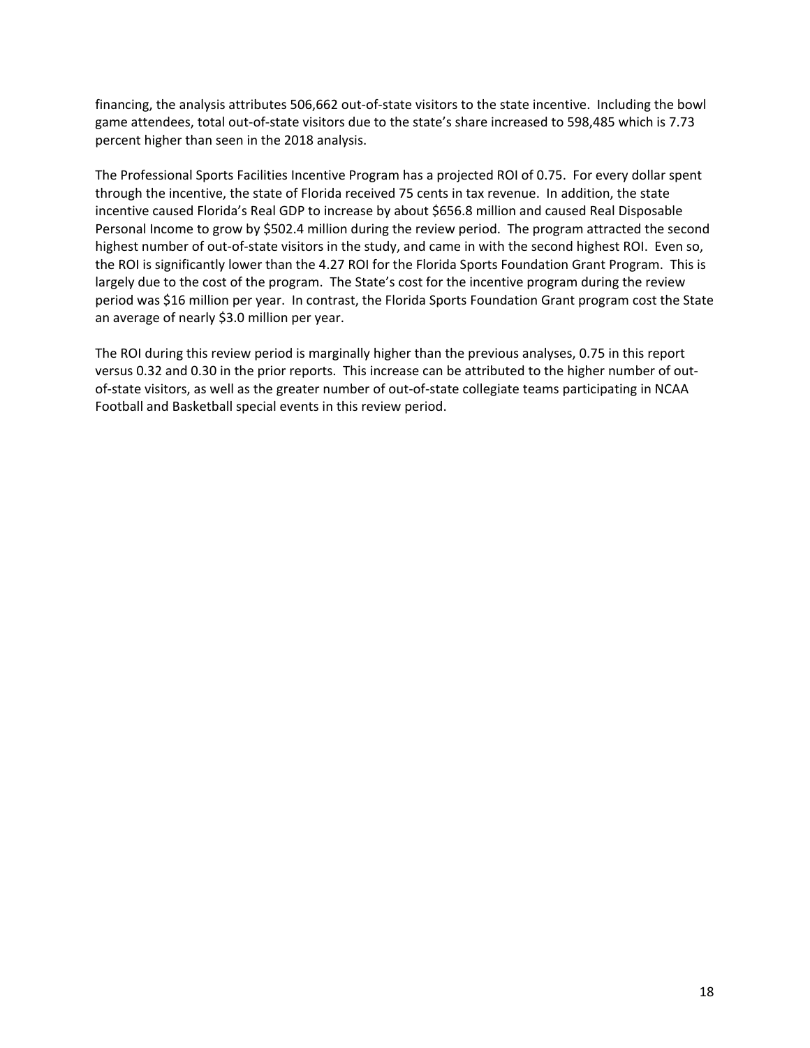financing, the analysis attributes 506,662 out-of-state visitors to the state incentive. Including the bowl game attendees, total out-of-state visitors due to the state's share increased to 598,485 which is 7.73 percent higher than seen in the 2018 analysis.

The Professional Sports Facilities Incentive Program has a projected ROI of 0.75. For every dollar spent through the incentive, the state of Florida received 75 cents in tax revenue. In addition, the state incentive caused Florida's Real GDP to increase by about $656.8 million and caused Real Disposable Personal Income to grow by $502.4 million during the review period. The program attracted the second highest number of out-of-state visitors in the study, and came in with the second highest ROI. Even so, the ROI is significantly lower than the 4.27 ROI for the Florida Sports Foundation Grant Program. This is largely due to the cost of the program. The State's cost for the incentive program during the review period was $16 million per year. In contrast, the Florida Sports Foundation Grant program cost the State an average of nearly $3.0 million per year.

The ROI during this review period is marginally higher than the previous analyses, 0.75 in this report versus 0.32 and 0.30 in the prior reports. This increase can be attributed to the higher number of out-of-state visitors, as well as the greater number of out-of-state collegiate teams participating in NCAA Football and Basketball special events in this review period.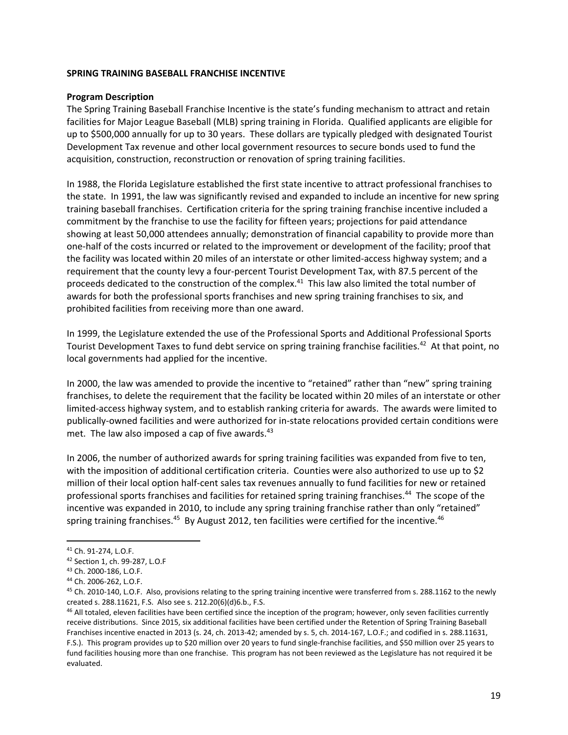**SPRING TRAINING BASEBALL FRANCHISE INCENTIVE**

**Program Description**

The Spring Training Baseball Franchise Incentive is the state's funding mechanism to attract and retain facilities for Major League Baseball (MLB) spring training in Florida. Qualified applicants are eligible for up to $500,000 annually for up to 30 years. These dollars are typically pledged with designated Tourist Development Tax revenue and other local government resources to secure bonds used to fund the acquisition, construction, reconstruction or renovation of spring training facilities.

In 1988, the Florida Legislature established the first state incentive to attract professional franchises to the state. In 1991, the law was significantly revised and expanded to include an incentive for new spring training baseball franchises. Certification criteria for the spring training franchise incentive included a commitment by the franchise to use the facility for fifteen years; projections for paid attendance showing at least 50,000 attendees annually; demonstration of financial capability to provide more than one-half of the costs incurred or related to the improvement or development of the facility; proof that the facility was located within 20 miles of an interstate or other limited-access highway system; and a requirement that the county levy a four-percent Tourist Development Tax, with 87.5 percent of the proceeds dedicated to the construction of the complex.[41] This law also limited the total number of awards for both the professional sports franchises and new spring training franchises to six, and prohibited facilities from receiving more than one award.

In 1999, the Legislature extended the use of the Professional Sports and Additional Professional Sports Tourist Development Taxes to fund debt service on spring training franchise facilities.[42] At that point, no local governments had applied for the incentive.

In 2000, the law was amended to provide the incentive to "retained" rather than "new" spring training franchises, to delete the requirement that the facility be located within 20 miles of an interstate or other limited-access highway system, and to establish ranking criteria for awards. The awards were limited to publically-owned facilities and were authorized for in-state relocations provided certain conditions were met. The law also imposed a cap of five awards.[43]

In 2006, the number of authorized awards for spring training facilities was expanded from five to ten, with the imposition of additional certification criteria. Counties were also authorized to use up to $2 million of their local option half-cent sales tax revenues annually to fund facilities for new or retained professional sports franchises and facilities for retained spring training franchises.[44] The scope of the incentive was expanded in 2010, to include any spring training franchise rather than only "retained" spring training franchises.[45] By August 2012, ten facilities were certified for the incentive.[46]

---

[41] Ch. 91-274, L.O.F.

[42] Section 1, ch. 99-287, L.O.F

[43] Ch. 2000-186, L.O.F.

[44] Ch. 2006-262, L.O.F.

[45] Ch. 2010-140, L.O.F. Also, provisions relating to the spring training incentive were transferred from s. 288.1162 to the newly created s. 288.11621, F.S. Also see s. 212.20(6)(d)6.b., F.S.

[46] All totaled, eleven facilities have been certified since the inception of the program; however, only seven facilities currently receive distributions. Since 2015, six additional facilities have been certified under the Retention of Spring Training Baseball Franchises incentive enacted in 2013 (s. 24, ch. 2013-42; amended by s. 5, ch. 2014-167, L.O.F.; and codified in s. 288.11631, F.S.). This program provides up to $20 million over 20 years to fund single-franchise facilities, and $50 million over 25 years to fund facilities housing more than one franchise. This program has not been reviewed as the Legislature has not required it be evaluated.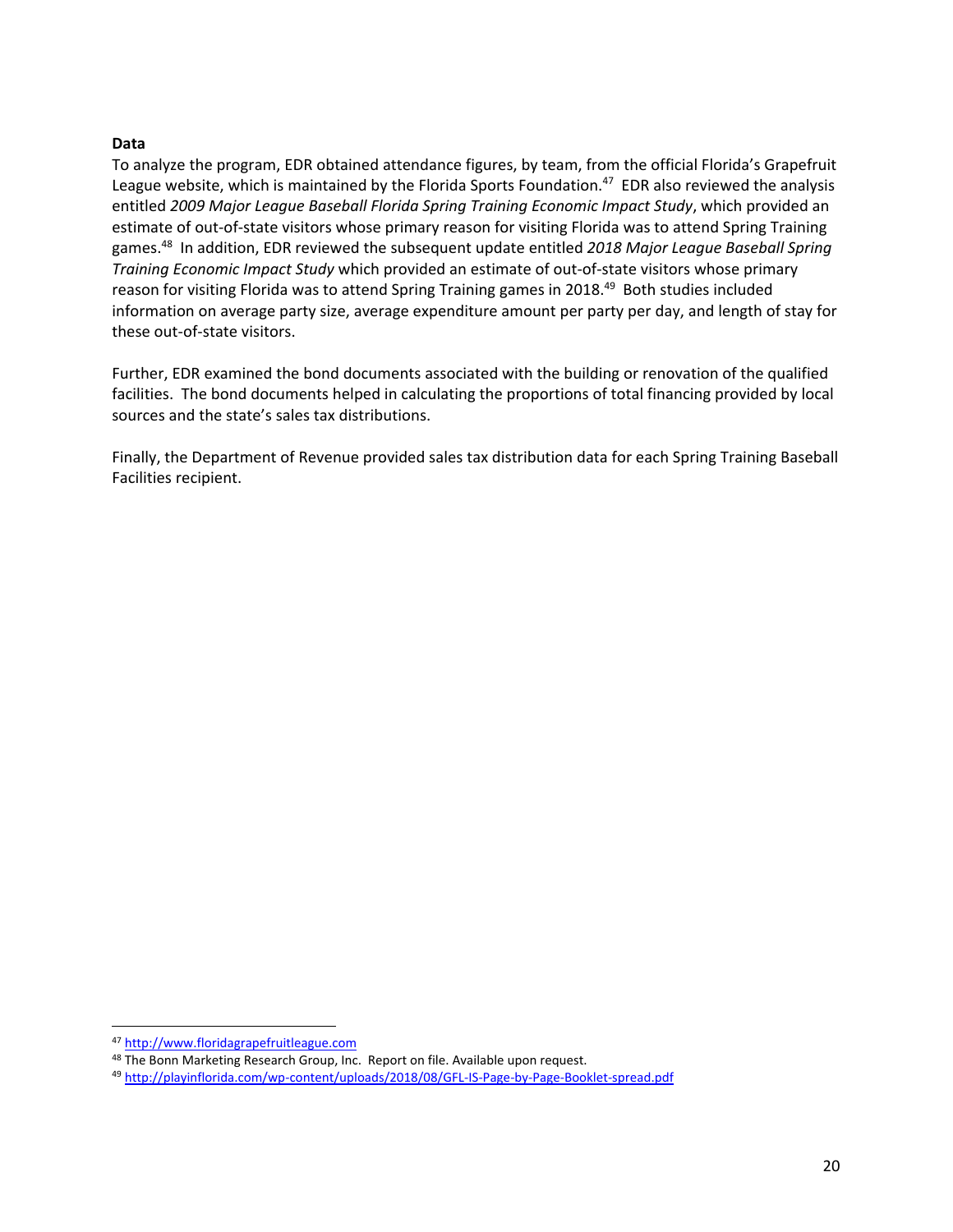**Data**

To analyze the program, EDR obtained attendance figures, by team, from the official Florida's Grapefruit League website, which is maintained by the Florida Sports Foundation.[47] EDR also reviewed the analysis entitled *2009 Major League Baseball Florida Spring Training Economic Impact Study*, which provided an estimate of out-of-state visitors whose primary reason for visiting Florida was to attend Spring Training games.[48] In addition, EDR reviewed the subsequent update entitled *2018 Major League Baseball Spring Training Economic Impact Study* which provided an estimate of out-of-state visitors whose primary reason for visiting Florida was to attend Spring Training games in 2018.[49] Both studies included information on average party size, average expenditure amount per party per day, and length of stay for these out-of-state visitors.

Further, EDR examined the bond documents associated with the building or renovation of the qualified facilities. The bond documents helped in calculating the proportions of total financing provided by local sources and the state's sales tax distributions.

Finally, the Department of Revenue provided sales tax distribution data for each Spring Training Baseball Facilities recipient.

---

[47] http://www.floridagrapefruitleague.com

[48] The Bonn Marketing Research Group, Inc. Report on file. Available upon request.

[49] http://playinflorida.com/wp-content/uploads/2018/08/GFL-IS-Page-by-Page-Booklet-spread.pdf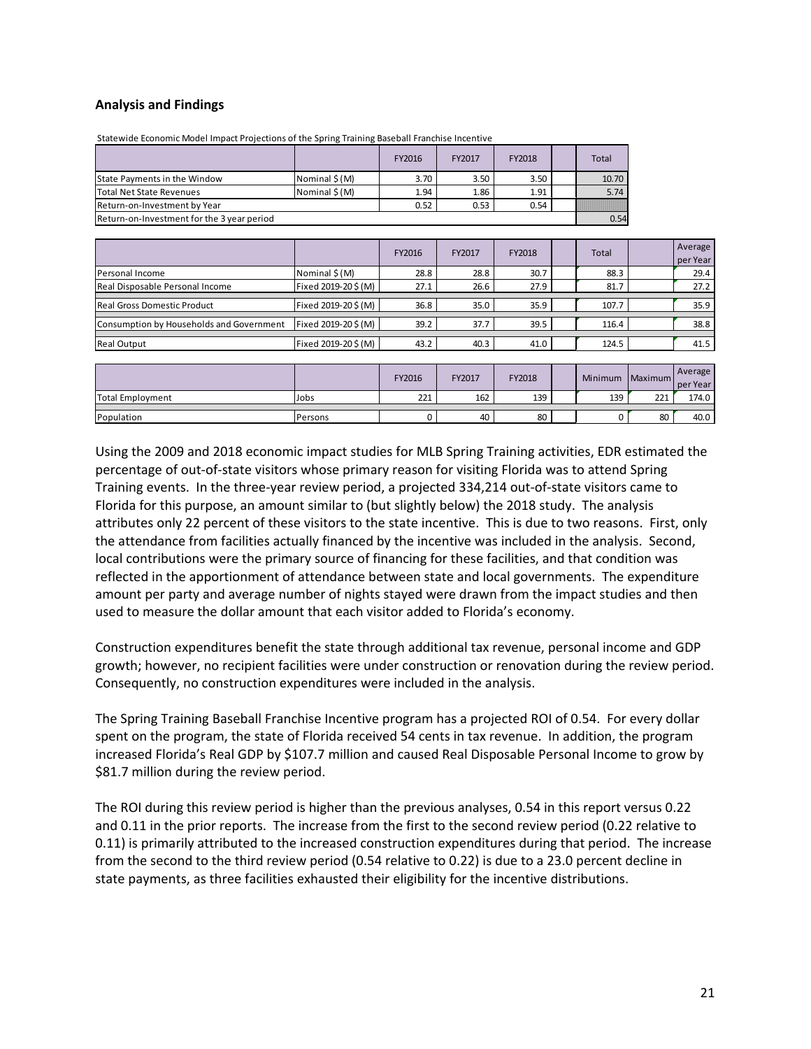## Analysis and Findings

Statewide Economic Model Impact Projections of the Spring Training Baseball Franchise Incentive

| | | FY2016 | FY2017 | FY2018 | | Total |
|---|---|---|---|---|---|---|
| State Payments in the Window | Nominal $ (M) | 3.70 | 3.50 | 3.50 | | 10.70 |
| Total Net State Revenues | Nominal $ (M) | 1.94 | 1.86 | 1.91 | | 5.74 |
| Return-on-Investment by Year | | 0.52 | 0.53 | 0.54 | | |
| Return-on-Investment for the 3 year period | | | | | | 0.54 |

| | | FY2016 | FY2017 | FY2018 | | Total | | Average per Year |
|---|---|---|---|---|---|---|---|---|
| Personal Income | Nominal $ (M) | 28.8 | 28.8 | 30.7 | | 88.3 | | 29.4 |
| Real Disposable Personal Income | Fixed 2019-20 $ (M) | 27.1 | 26.6 | 27.9 | | 81.7 | | 27.2 |
| Real Gross Domestic Product | Fixed 2019-20 $ (M) | 36.8 | 35.0 | 35.9 | | 107.7 | | 35.9 |
| Consumption by Households and Government | Fixed 2019-20 $ (M) | 39.2 | 37.7 | 39.5 | | 116.4 | | 38.8 |
| Real Output | Fixed 2019-20 $ (M) | 43.2 | 40.3 | 41.0 | | 124.5 | | 41.5 |

| | | FY2016 | FY2017 | FY2018 | | Minimum | Maximum | Average per Year |
|---|---|---|---|---|---|---|---|---|
| Total Employment | Jobs | 221 | 162 | 139 | | 139 | 221 | 174.0 |
| Population | Persons | 0 | 40 | 80 | | 0 | 80 | 40.0 |

Using the 2009 and 2018 economic impact studies for MLB Spring Training activities, EDR estimated the percentage of out-of-state visitors whose primary reason for visiting Florida was to attend Spring Training events. In the three-year review period, a projected 334,214 out-of-state visitors came to Florida for this purpose, an amount similar to (but slightly below) the 2018 study. The analysis attributes only 22 percent of these visitors to the state incentive. This is due to two reasons. First, only the attendance from facilities actually financed by the incentive was included in the analysis. Second, local contributions were the primary source of financing for these facilities, and that condition was reflected in the apportionment of attendance between state and local governments. The expenditure amount per party and average number of nights stayed were drawn from the impact studies and then used to measure the dollar amount that each visitor added to Florida's economy.

Construction expenditures benefit the state through additional tax revenue, personal income and GDP growth; however, no recipient facilities were under construction or renovation during the review period. Consequently, no construction expenditures were included in the analysis.

The Spring Training Baseball Franchise Incentive program has a projected ROI of 0.54. For every dollar spent on the program, the state of Florida received 54 cents in tax revenue. In addition, the program increased Florida's Real GDP by $107.7 million and caused Real Disposable Personal Income to grow by $81.7 million during the review period.

The ROI during this review period is higher than the previous analyses, 0.54 in this report versus 0.22 and 0.11 in the prior reports. The increase from the first to the second review period (0.22 relative to 0.11) is primarily attributed to the increased construction expenditures during that period. The increase from the second to the third review period (0.54 relative to 0.22) is due to a 23.0 percent decline in state payments, as three facilities exhausted their eligibility for the incentive distributions.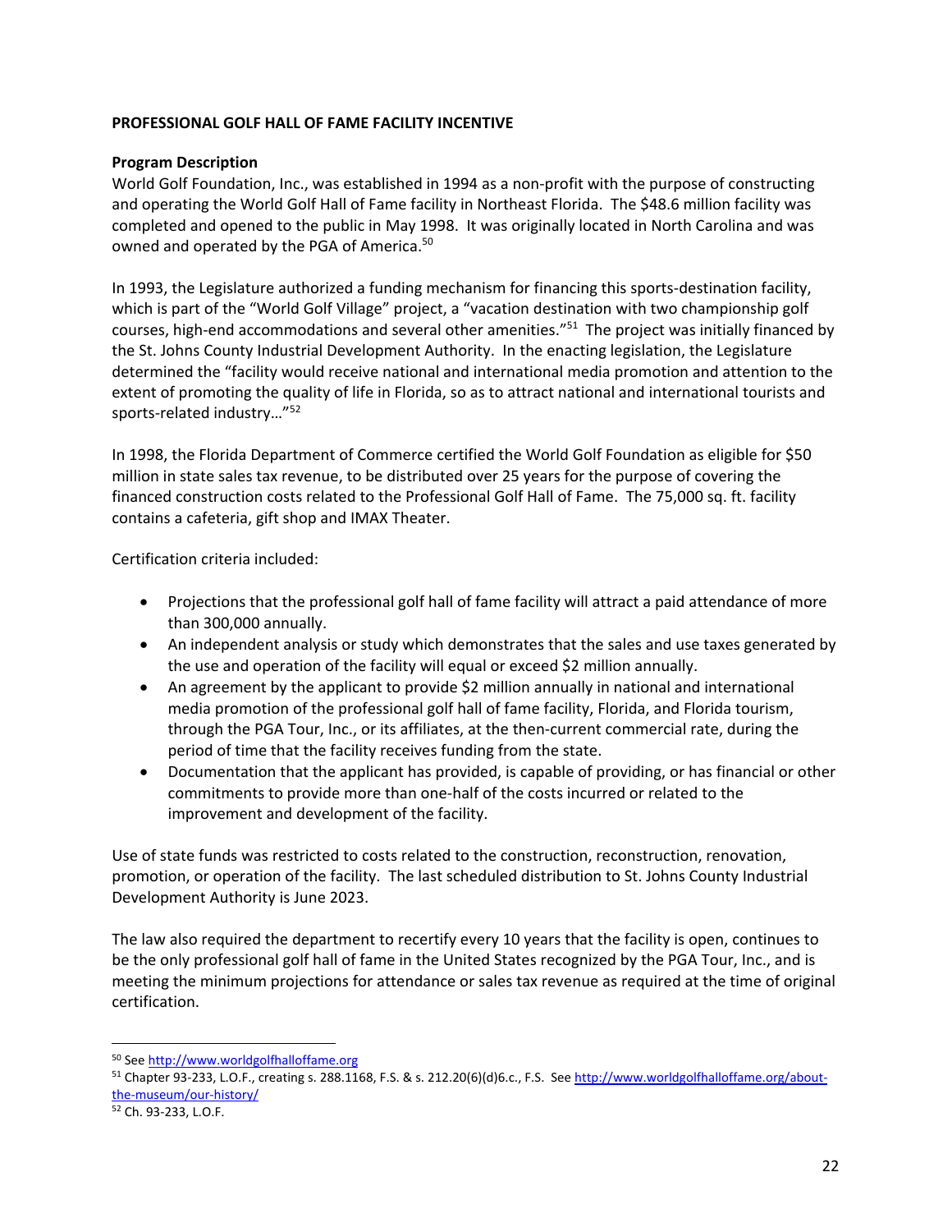**PROFESSIONAL GOLF HALL OF FAME FACILITY INCENTIVE**

**Program Description**

World Golf Foundation, Inc., was established in 1994 as a non-profit with the purpose of constructing and operating the World Golf Hall of Fame facility in Northeast Florida. The $48.6 million facility was completed and opened to the public in May 1998. It was originally located in North Carolina and was owned and operated by the PGA of America.[50]

In 1993, the Legislature authorized a funding mechanism for financing this sports-destination facility, which is part of the "World Golf Village" project, a "vacation destination with two championship golf courses, high-end accommodations and several other amenities."[51] The project was initially financed by the St. Johns County Industrial Development Authority. In the enacting legislation, the Legislature determined the "facility would receive national and international media promotion and attention to the extent of promoting the quality of life in Florida, so as to attract national and international tourists and sports-related industry…"[52]

In 1998, the Florida Department of Commerce certified the World Golf Foundation as eligible for $50 million in state sales tax revenue, to be distributed over 25 years for the purpose of covering the financed construction costs related to the Professional Golf Hall of Fame. The 75,000 sq. ft. facility contains a cafeteria, gift shop and IMAX Theater.

Certification criteria included:

- Projections that the professional golf hall of fame facility will attract a paid attendance of more than 300,000 annually.
- An independent analysis or study which demonstrates that the sales and use taxes generated by the use and operation of the facility will equal or exceed $2 million annually.
- An agreement by the applicant to provide $2 million annually in national and international media promotion of the professional golf hall of fame facility, Florida, and Florida tourism, through the PGA Tour, Inc., or its affiliates, at the then-current commercial rate, during the period of time that the facility receives funding from the state.
- Documentation that the applicant has provided, is capable of providing, or has financial or other commitments to provide more than one-half of the costs incurred or related to the improvement and development of the facility.

Use of state funds was restricted to costs related to the construction, reconstruction, renovation, promotion, or operation of the facility. The last scheduled distribution to St. Johns County Industrial Development Authority is June 2023.

The law also required the department to recertify every 10 years that the facility is open, continues to be the only professional golf hall of fame in the United States recognized by the PGA Tour, Inc., and is meeting the minimum projections for attendance or sales tax revenue as required at the time of original certification.

---

[50] See http://www.worldgolfhalloffame.org

[51] Chapter 93-233, L.O.F., creating s. 288.1168, F.S. & s. 212.20(6)(d)6.c., F.S. See http://www.worldgolfhalloffame.org/about-the-museum/our-history/

[52] Ch. 93-233, L.O.F.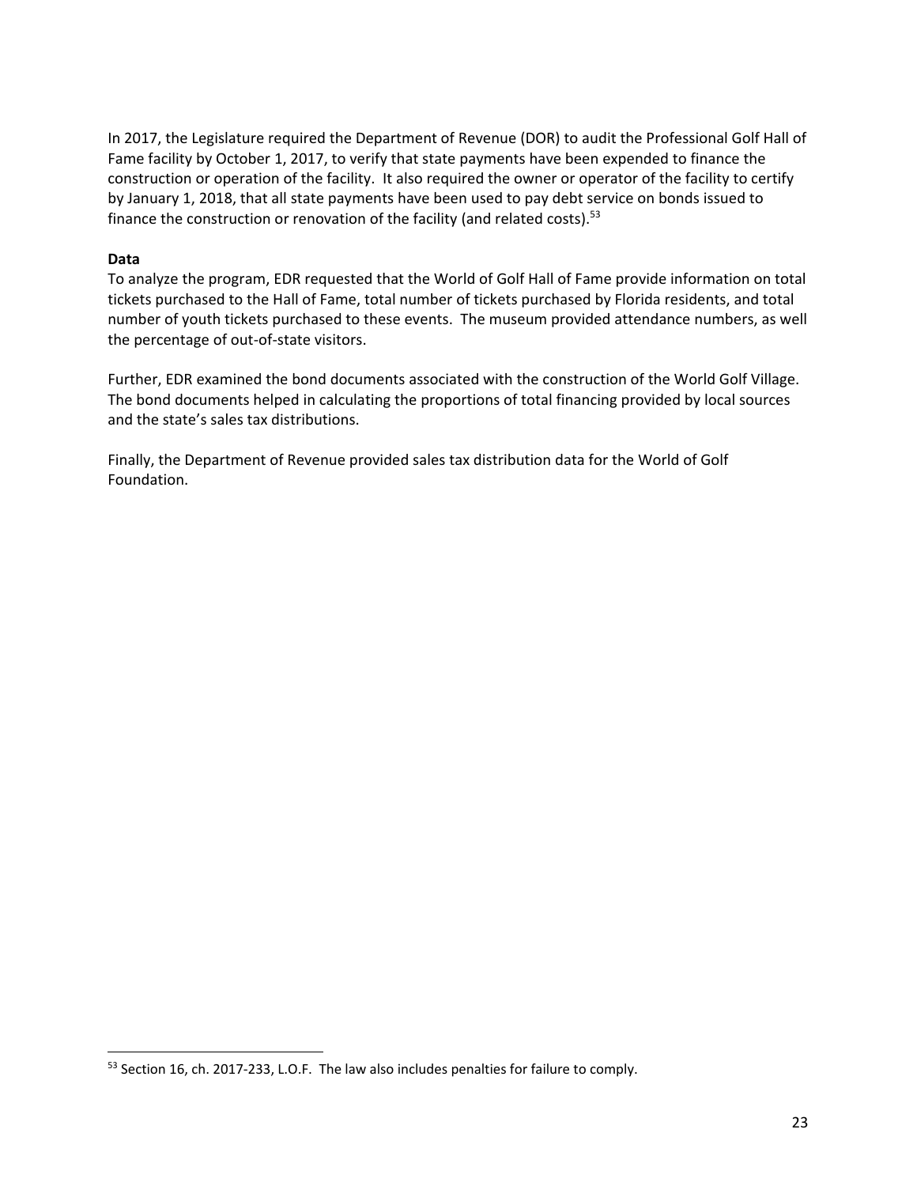In 2017, the Legislature required the Department of Revenue (DOR) to audit the Professional Golf Hall of Fame facility by October 1, 2017, to verify that state payments have been expended to finance the construction or operation of the facility. It also required the owner or operator of the facility to certify by January 1, 2018, that all state payments have been used to pay debt service on bonds issued to finance the construction or renovation of the facility (and related costs).[53]

**Data**

To analyze the program, EDR requested that the World of Golf Hall of Fame provide information on total tickets purchased to the Hall of Fame, total number of tickets purchased by Florida residents, and total number of youth tickets purchased to these events. The museum provided attendance numbers, as well the percentage of out-of-state visitors.

Further, EDR examined the bond documents associated with the construction of the World Golf Village. The bond documents helped in calculating the proportions of total financing provided by local sources and the state's sales tax distributions.

Finally, the Department of Revenue provided sales tax distribution data for the World of Golf Foundation.

[53] Section 16, ch. 2017-233, L.O.F. The law also includes penalties for failure to comply.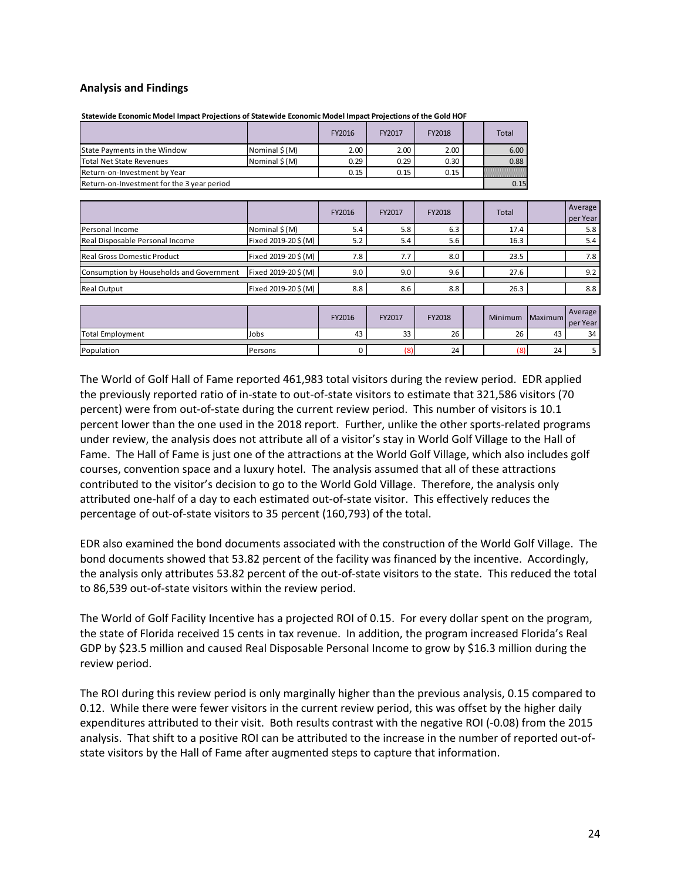### Analysis and Findings

**Statewide Economic Model Impact Projections of Statewide Economic Model Impact Projections of the Gold HOF**

| | | FY2016 | FY2017 | FY2018 | | Total |
|---|---|---|---|---|---|---|
| State Payments in the Window | Nominal $ (M) | 2.00 | 2.00 | 2.00 | | 6.00 |
| Total Net State Revenues | Nominal $ (M) | 0.29 | 0.29 | 0.30 | | 0.88 |
| Return-on-Investment by Year | | 0.15 | 0.15 | 0.15 | | |
| Return-on-Investment for the 3 year period | | | | | | 0.15 |

| | | FY2016 | FY2017 | FY2018 | | Total | | Average per Year |
|---|---|---|---|---|---|---|---|---|
| Personal Income | Nominal $ (M) | 5.4 | 5.8 | 6.3 | | 17.4 | | 5.8 |
| Real Disposable Personal Income | Fixed 2019-20 $ (M) | 5.2 | 5.4 | 5.6 | | 16.3 | | 5.4 |
| Real Gross Domestic Product | Fixed 2019-20 $ (M) | 7.8 | 7.7 | 8.0 | | 23.5 | | 7.8 |
| Consumption by Households and Government | Fixed 2019-20 $ (M) | 9.0 | 9.0 | 9.6 | | 27.6 | | 9.2 |
| Real Output | Fixed 2019-20 $ (M) | 8.8 | 8.6 | 8.8 | | 26.3 | | 8.8 |

| | | FY2016 | FY2017 | FY2018 | | Minimum | Maximum | Average per Year |
|---|---|---|---|---|---|---|---|---|
| Total Employment | Jobs | 43 | 33 | 26 | | 26 | 43 | 34 |
| Population | Persons | 0 | (8) | 24 | | (8) | 24 | 5 |

The World of Golf Hall of Fame reported 461,983 total visitors during the review period. EDR applied the previously reported ratio of in-state to out-of-state visitors to estimate that 321,586 visitors (70 percent) were from out-of-state during the current review period. This number of visitors is 10.1 percent lower than the one used in the 2018 report. Further, unlike the other sports-related programs under review, the analysis does not attribute all of a visitor's stay in World Golf Village to the Hall of Fame. The Hall of Fame is just one of the attractions at the World Golf Village, which also includes golf courses, convention space and a luxury hotel. The analysis assumed that all of these attractions contributed to the visitor's decision to go to the World Gold Village. Therefore, the analysis only attributed one-half of a day to each estimated out-of-state visitor. This effectively reduces the percentage of out-of-state visitors to 35 percent (160,793) of the total.

EDR also examined the bond documents associated with the construction of the World Golf Village. The bond documents showed that 53.82 percent of the facility was financed by the incentive. Accordingly, the analysis only attributes 53.82 percent of the out-of-state visitors to the state. This reduced the total to 86,539 out-of-state visitors within the review period.

The World of Golf Facility Incentive has a projected ROI of 0.15. For every dollar spent on the program, the state of Florida received 15 cents in tax revenue. In addition, the program increased Florida's Real GDP by $23.5 million and caused Real Disposable Personal Income to grow by $16.3 million during the review period.

The ROI during this review period is only marginally higher than the previous analysis, 0.15 compared to 0.12. While there were fewer visitors in the current review period, this was offset by the higher daily expenditures attributed to their visit. Both results contrast with the negative ROI (-0.08) from the 2015 analysis. That shift to a positive ROI can be attributed to the increase in the number of reported out-of-state visitors by the Hall of Fame after augmented steps to capture that information.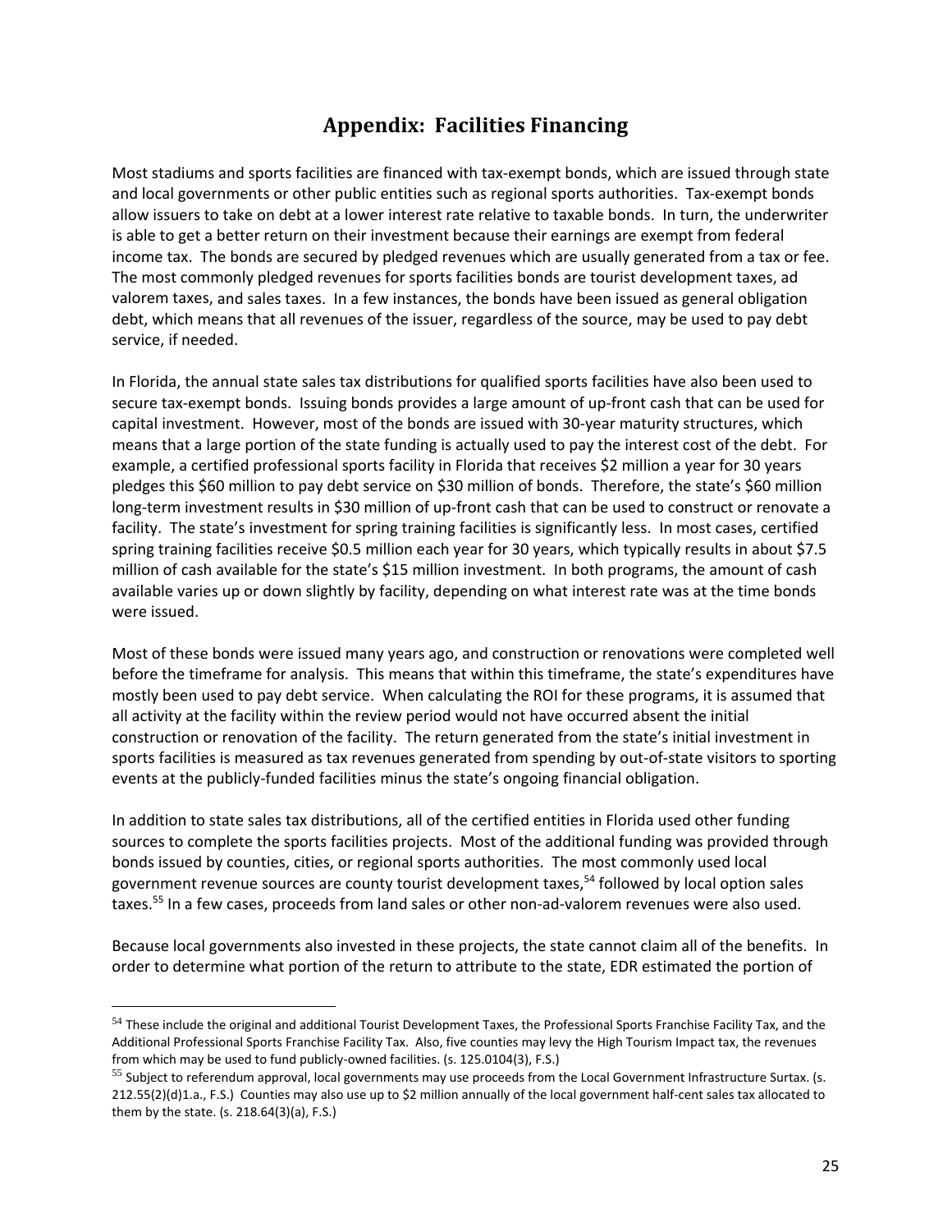# Appendix: Facilities Financing

Most stadiums and sports facilities are financed with tax-exempt bonds, which are issued through state and local governments or other public entities such as regional sports authorities. Tax-exempt bonds allow issuers to take on debt at a lower interest rate relative to taxable bonds. In turn, the underwriter is able to get a better return on their investment because their earnings are exempt from federal income tax. The bonds are secured by pledged revenues which are usually generated from a tax or fee. The most commonly pledged revenues for sports facilities bonds are tourist development taxes, ad valorem taxes, and sales taxes. In a few instances, the bonds have been issued as general obligation debt, which means that all revenues of the issuer, regardless of the source, may be used to pay debt service, if needed.

In Florida, the annual state sales tax distributions for qualified sports facilities have also been used to secure tax-exempt bonds. Issuing bonds provides a large amount of up-front cash that can be used for capital investment. However, most of the bonds are issued with 30-year maturity structures, which means that a large portion of the state funding is actually used to pay the interest cost of the debt. For example, a certified professional sports facility in Florida that receives $2 million a year for 30 years pledges this $60 million to pay debt service on $30 million of bonds. Therefore, the state's $60 million long-term investment results in $30 million of up-front cash that can be used to construct or renovate a facility. The state's investment for spring training facilities is significantly less. In most cases, certified spring training facilities receive $0.5 million each year for 30 years, which typically results in about $7.5 million of cash available for the state's $15 million investment. In both programs, the amount of cash available varies up or down slightly by facility, depending on what interest rate was at the time bonds were issued.

Most of these bonds were issued many years ago, and construction or renovations were completed well before the timeframe for analysis. This means that within this timeframe, the state's expenditures have mostly been used to pay debt service. When calculating the ROI for these programs, it is assumed that all activity at the facility within the review period would not have occurred absent the initial construction or renovation of the facility. The return generated from the state's initial investment in sports facilities is measured as tax revenues generated from spending by out-of-state visitors to sporting events at the publicly-funded facilities minus the state's ongoing financial obligation.

In addition to state sales tax distributions, all of the certified entities in Florida used other funding sources to complete the sports facilities projects. Most of the additional funding was provided through bonds issued by counties, cities, or regional sports authorities. The most commonly used local government revenue sources are county tourist development taxes,[54] followed by local option sales taxes.[55] In a few cases, proceeds from land sales or other non-ad-valorem revenues were also used.

Because local governments also invested in these projects, the state cannot claim all of the benefits. In order to determine what portion of the return to attribute to the state, EDR estimated the portion of

---

[54] These include the original and additional Tourist Development Taxes, the Professional Sports Franchise Facility Tax, and the Additional Professional Sports Franchise Facility Tax. Also, five counties may levy the High Tourism Impact tax, the revenues from which may be used to fund publicly-owned facilities. (s. 125.0104(3), F.S.)

[55] Subject to referendum approval, local governments may use proceeds from the Local Government Infrastructure Surtax. (s. 212.55(2)(d)1.a., F.S.) Counties may also use up to $2 million annually of the local government half-cent sales tax allocated to them by the state. (s. 218.64(3)(a), F.S.)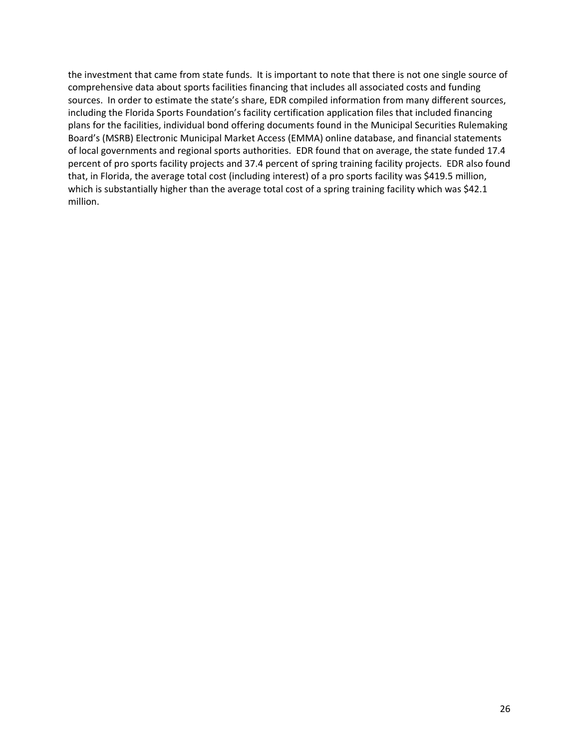the investment that came from state funds. It is important to note that there is not one single source of comprehensive data about sports facilities financing that includes all associated costs and funding sources. In order to estimate the state's share, EDR compiled information from many different sources, including the Florida Sports Foundation's facility certification application files that included financing plans for the facilities, individual bond offering documents found in the Municipal Securities Rulemaking Board's (MSRB) Electronic Municipal Market Access (EMMA) online database, and financial statements of local governments and regional sports authorities. EDR found that on average, the state funded 17.4 percent of pro sports facility projects and 37.4 percent of spring training facility projects. EDR also found that, in Florida, the average total cost (including interest) of a pro sports facility was $419.5 million, which is substantially higher than the average total cost of a spring training facility which was $42.1 million.